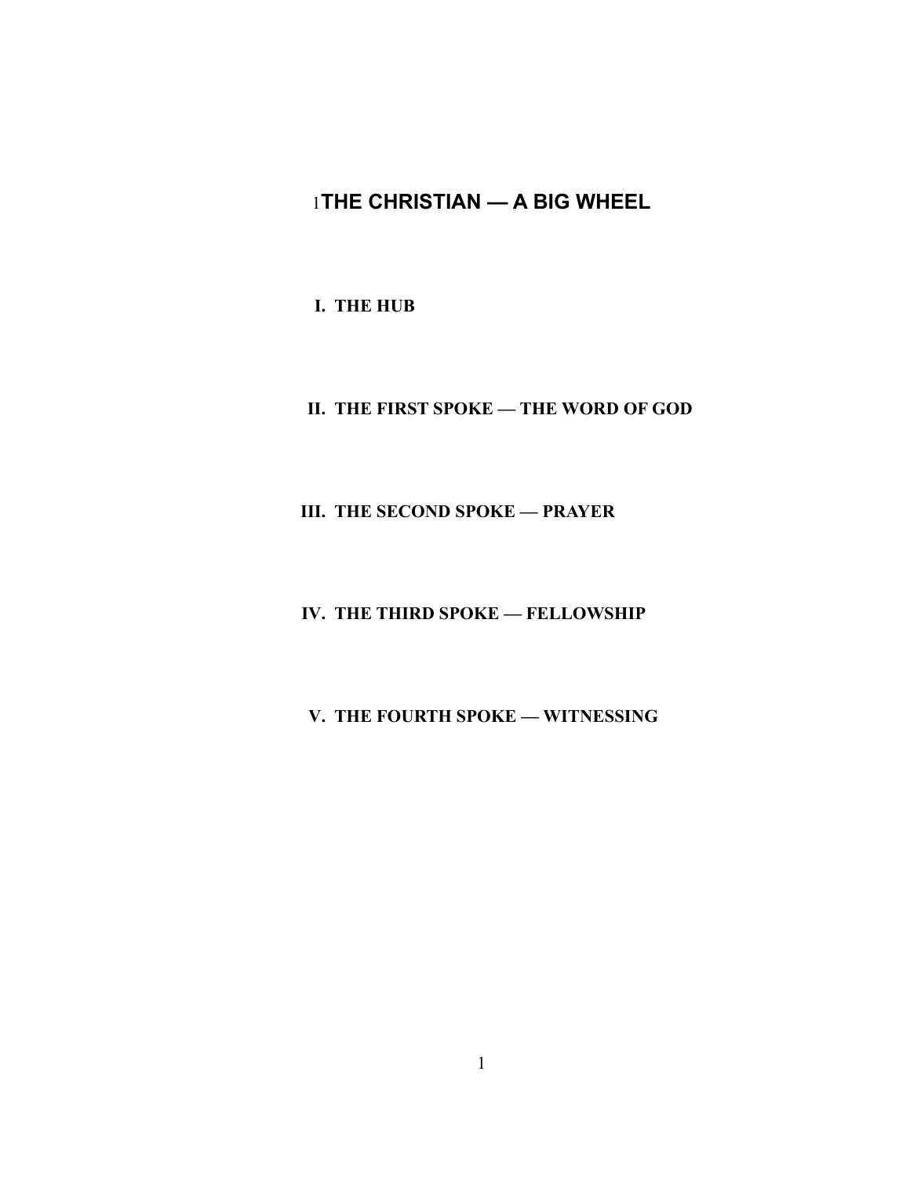# 1THE CHRISTIAN — A BIG WHEEL

## I. THE HUB

## II. THE FIRST SPOKE — THE WORD OF GOD

## III. THE SECOND SPOKE — PRAYER

## IV. THE THIRD SPOKE — FELLOWSHIP

## V. THE FOURTH SPOKE — WITNESSING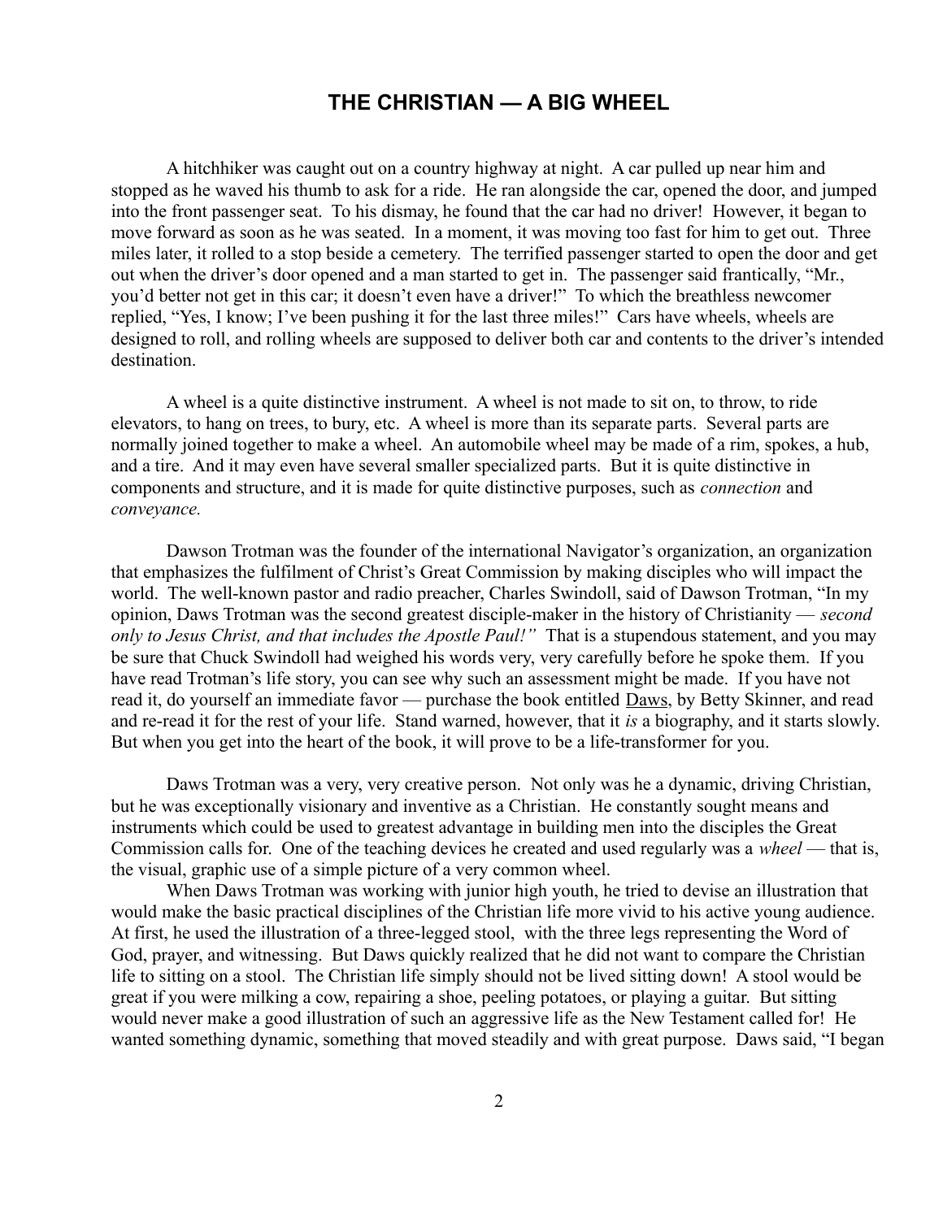# THE CHRISTIAN — A BIG WHEEL

A hitchhiker was caught out on a country highway at night. A car pulled up near him and stopped as he waved his thumb to ask for a ride. He ran alongside the car, opened the door, and jumped into the front passenger seat. To his dismay, he found that the car had no driver! However, it began to move forward as soon as he was seated. In a moment, it was moving too fast for him to get out. Three miles later, it rolled to a stop beside a cemetery. The terrified passenger started to open the door and get out when the driver's door opened and a man started to get in. The passenger said frantically, "Mr., you'd better not get in this car; it doesn't even have a driver!" To which the breathless newcomer replied, "Yes, I know; I've been pushing it for the last three miles!" Cars have wheels, wheels are designed to roll, and rolling wheels are supposed to deliver both car and contents to the driver's intended destination.

A wheel is a quite distinctive instrument. A wheel is not made to sit on, to throw, to ride elevators, to hang on trees, to bury, etc. A wheel is more than its separate parts. Several parts are normally joined together to make a wheel. An automobile wheel may be made of a rim, spokes, a hub, and a tire. And it may even have several smaller specialized parts. But it is quite distinctive in components and structure, and it is made for quite distinctive purposes, such as *connection* and *conveyance.*

Dawson Trotman was the founder of the international Navigator's organization, an organization that emphasizes the fulfilment of Christ's Great Commission by making disciples who will impact the world. The well-known pastor and radio preacher, Charles Swindoll, said of Dawson Trotman, "In my opinion, Daws Trotman was the second greatest disciple-maker in the history of Christianity — *second only to Jesus Christ, and that includes the Apostle Paul!"* That is a stupendous statement, and you may be sure that Chuck Swindoll had weighed his words very, very carefully before he spoke them. If you have read Trotman's life story, you can see why such an assessment might be made. If you have not read it, do yourself an immediate favor — purchase the book entitled <u>Daws</u>, by Betty Skinner, and read and re-read it for the rest of your life. Stand warned, however, that it *is* a biography, and it starts slowly. But when you get into the heart of the book, it will prove to be a life-transformer for you.

Daws Trotman was a very, very creative person. Not only was he a dynamic, driving Christian, but he was exceptionally visionary and inventive as a Christian. He constantly sought means and instruments which could be used to greatest advantage in building men into the disciples the Great Commission calls for. One of the teaching devices he created and used regularly was a *wheel* — that is, the visual, graphic use of a simple picture of a very common wheel.

When Daws Trotman was working with junior high youth, he tried to devise an illustration that would make the basic practical disciplines of the Christian life more vivid to his active young audience. At first, he used the illustration of a three-legged stool, with the three legs representing the Word of God, prayer, and witnessing. But Daws quickly realized that he did not want to compare the Christian life to sitting on a stool. The Christian life simply should not be lived sitting down! A stool would be great if you were milking a cow, repairing a shoe, peeling potatoes, or playing a guitar. But sitting would never make a good illustration of such an aggressive life as the New Testament called for! He wanted something dynamic, something that moved steadily and with great purpose. Daws said, "I began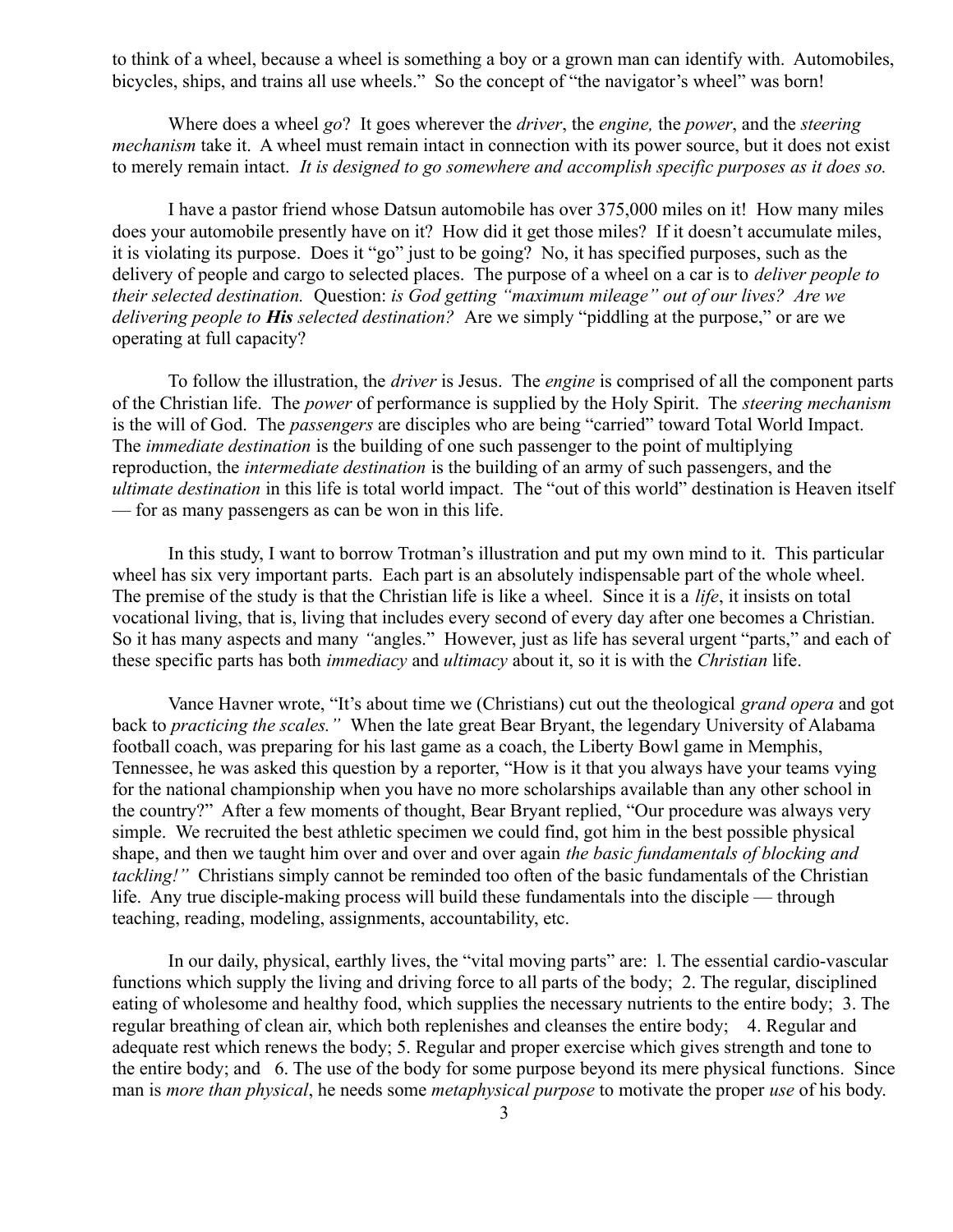to think of a wheel, because a wheel is something a boy or a grown man can identify with. Automobiles, bicycles, ships, and trains all use wheels." So the concept of "the navigator's wheel" was born!

Where does a wheel *go*? It goes wherever the *driver*, the *engine,* the *power*, and the *steering mechanism* take it. A wheel must remain intact in connection with its power source, but it does not exist to merely remain intact. *It is designed to go somewhere and accomplish specific purposes as it does so.*

I have a pastor friend whose Datsun automobile has over 375,000 miles on it! How many miles does your automobile presently have on it? How did it get those miles? If it doesn't accumulate miles, it is violating its purpose. Does it "go" just to be going? No, it has specified purposes, such as the delivery of people and cargo to selected places. The purpose of a wheel on a car is to *deliver people to their selected destination.* Question: *is God getting "maximum mileage" out of our lives? Are we delivering people to **His** selected destination?* Are we simply "piddling at the purpose," or are we operating at full capacity?

To follow the illustration, the *driver* is Jesus. The *engine* is comprised of all the component parts of the Christian life. The *power* of performance is supplied by the Holy Spirit. The *steering mechanism* is the will of God. The *passengers* are disciples who are being "carried" toward Total World Impact. The *immediate destination* is the building of one such passenger to the point of multiplying reproduction, the *intermediate destination* is the building of an army of such passengers, and the *ultimate destination* in this life is total world impact. The "out of this world" destination is Heaven itself — for as many passengers as can be won in this life.

In this study, I want to borrow Trotman's illustration and put my own mind to it. This particular wheel has six very important parts. Each part is an absolutely indispensable part of the whole wheel. The premise of the study is that the Christian life is like a wheel. Since it is a *life*, it insists on total vocational living, that is, living that includes every second of every day after one becomes a Christian. So it has many aspects and many "angles." However, just as life has several urgent "parts," and each of these specific parts has both *immediacy* and *ultimacy* about it, so it is with the *Christian* life.

Vance Havner wrote, "It's about time we (Christians) cut out the theological *grand opera* and got back to *practicing the scales."* When the late great Bear Bryant, the legendary University of Alabama football coach, was preparing for his last game as a coach, the Liberty Bowl game in Memphis, Tennessee, he was asked this question by a reporter, "How is it that you always have your teams vying for the national championship when you have no more scholarships available than any other school in the country?" After a few moments of thought, Bear Bryant replied, "Our procedure was always very simple. We recruited the best athletic specimen we could find, got him in the best possible physical shape, and then we taught him over and over and over again *the basic fundamentals of blocking and tackling!"* Christians simply cannot be reminded too often of the basic fundamentals of the Christian life. Any true disciple-making process will build these fundamentals into the disciple — through teaching, reading, modeling, assignments, accountability, etc.

In our daily, physical, earthly lives, the "vital moving parts" are: 1. The essential cardio-vascular functions which supply the living and driving force to all parts of the body; 2. The regular, disciplined eating of wholesome and healthy food, which supplies the necessary nutrients to the entire body; 3. The regular breathing of clean air, which both replenishes and cleanses the entire body; 4. Regular and adequate rest which renews the body; 5. Regular and proper exercise which gives strength and tone to the entire body; and 6. The use of the body for some purpose beyond its mere physical functions. Since man is *more than physical*, he needs some *metaphysical purpose* to motivate the proper *use* of his body.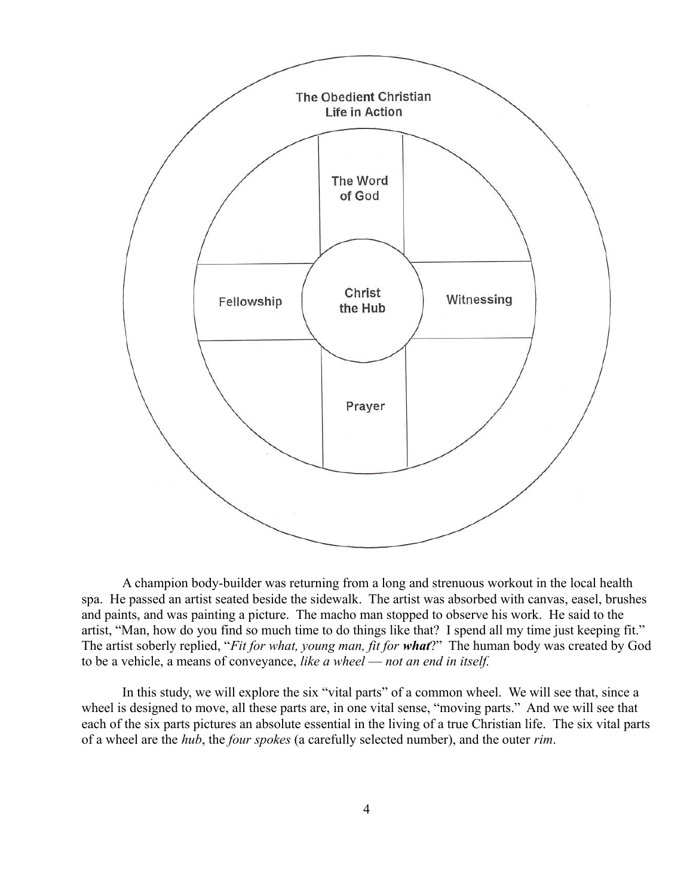The Obedient Christian Life in Action

The Word of God

Fellowship

Christ the Hub

Witnessing

Prayer

A champion body-builder was returning from a long and strenuous workout in the local health spa. He passed an artist seated beside the sidewalk. The artist was absorbed with canvas, easel, brushes and paints, and was painting a picture. The macho man stopped to observe his work. He said to the artist, "Man, how do you find so much time to do things like that? I spend all my time just keeping fit." The artist soberly replied, "*Fit for what, young man, fit for **what***?" The human body was created by God to be a vehicle, a means of conveyance, *like a wheel — not an end in itself.*

In this study, we will explore the six "vital parts" of a common wheel. We will see that, since a wheel is designed to move, all these parts are, in one vital sense, "moving parts." And we will see that each of the six parts pictures an absolute essential in the living of a true Christian life. The six vital parts of a wheel are the *hub*, the *four spokes* (a carefully selected number), and the outer *rim*.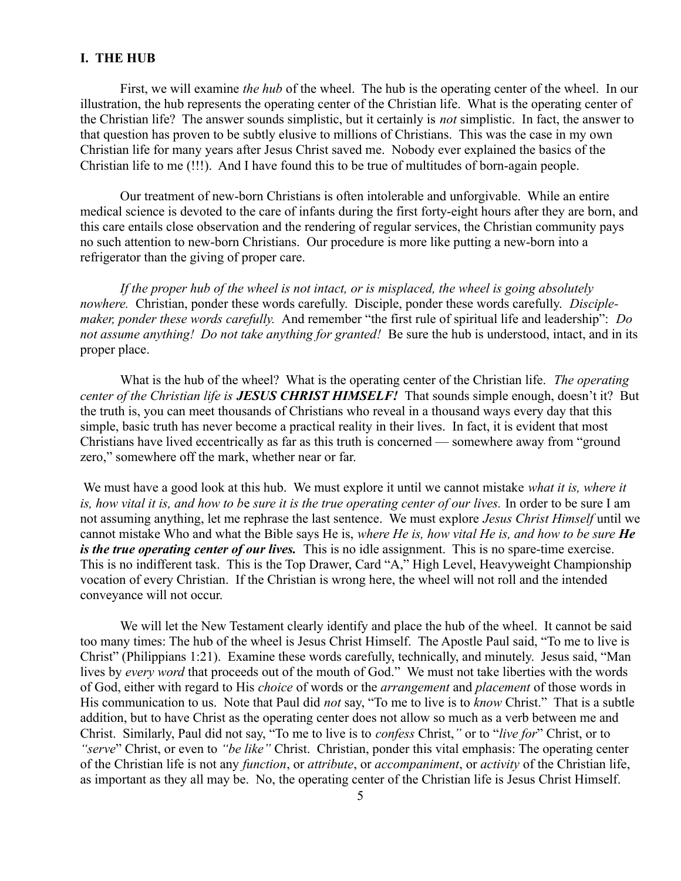## I. THE HUB

First, we will examine *the hub* of the wheel. The hub is the operating center of the wheel. In our illustration, the hub represents the operating center of the Christian life. What is the operating center of the Christian life? The answer sounds simplistic, but it certainly is *not* simplistic. In fact, the answer to that question has proven to be subtly elusive to millions of Christians. This was the case in my own Christian life for many years after Jesus Christ saved me. Nobody ever explained the basics of the Christian life to me (!!!). And I have found this to be true of multitudes of born-again people.

Our treatment of new-born Christians is often intolerable and unforgivable. While an entire medical science is devoted to the care of infants during the first forty-eight hours after they are born, and this care entails close observation and the rendering of regular services, the Christian community pays no such attention to new-born Christians. Our procedure is more like putting a new-born into a refrigerator than the giving of proper care.

*If the proper hub of the wheel is not intact, or is misplaced, the wheel is going absolutely nowhere.* Christian, ponder these words carefully. Disciple, ponder these words carefully. *Disciple-maker, ponder these words carefully.* And remember "the first rule of spiritual life and leadership": *Do not assume anything! Do not take anything for granted!* Be sure the hub is understood, intact, and in its proper place.

What is the hub of the wheel? What is the operating center of the Christian life. *The operating center of the Christian life is **JESUS CHRIST HIMSELF!*** That sounds simple enough, doesn't it? But the truth is, you can meet thousands of Christians who reveal in a thousand ways every day that this simple, basic truth has never become a practical reality in their lives. In fact, it is evident that most Christians have lived eccentrically as far as this truth is concerned — somewhere away from "ground zero," somewhere off the mark, whether near or far.

We must have a good look at this hub. We must explore it until we cannot mistake *what it is, where it is, how vital it is, and how to be sure it is the true operating center of our lives.* In order to be sure I am not assuming anything, let me rephrase the last sentence. We must explore *Jesus Christ Himself* until we cannot mistake Who and what the Bible says He is, *where He is, how vital He is, and how to be sure **He is the true operating center of our lives.*** This is no idle assignment. This is no spare-time exercise. This is no indifferent task. This is the Top Drawer, Card "A," High Level, Heavyweight Championship vocation of every Christian. If the Christian is wrong here, the wheel will not roll and the intended conveyance will not occur.

We will let the New Testament clearly identify and place the hub of the wheel. It cannot be said too many times: The hub of the wheel is Jesus Christ Himself. The Apostle Paul said, "To me to live is Christ" (Philippians 1:21). Examine these words carefully, technically, and minutely. Jesus said, "Man lives by *every word* that proceeds out of the mouth of God." We must not take liberties with the words of God, either with regard to His *choice* of words or the *arrangement* and *placement* of those words in His communication to us. Note that Paul did *not* say, "To me to live is to *know* Christ." That is a subtle addition, but to have Christ as the operating center does not allow so much as a verb between me and Christ. Similarly, Paul did not say, "To me to live is to *confess* Christ*,"* or to "*live for*" Christ, or to *"serve*" Christ, or even to *"be like"* Christ. Christian, ponder this vital emphasis: The operating center of the Christian life is not any *function*, or *attribute*, or *accompaniment*, or *activity* of the Christian life, as important as they all may be. No, the operating center of the Christian life is Jesus Christ Himself.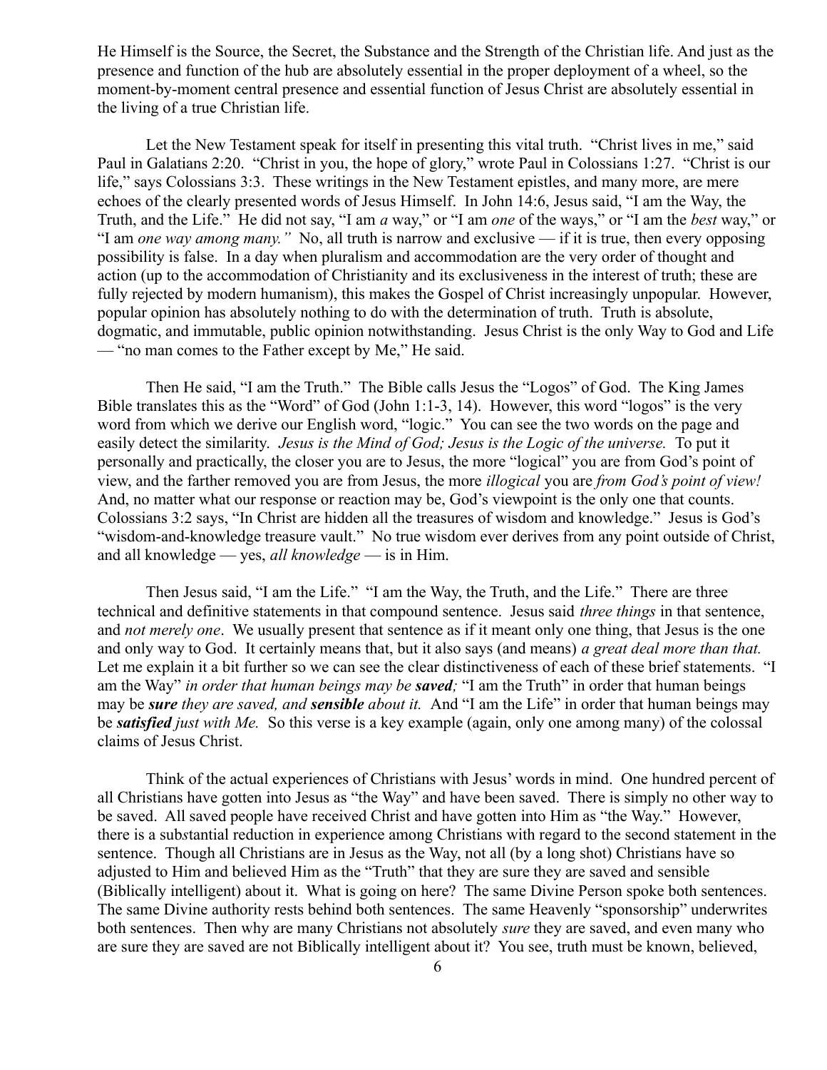He Himself is the Source, the Secret, the Substance and the Strength of the Christian life. And just as the presence and function of the hub are absolutely essential in the proper deployment of a wheel, so the moment-by-moment central presence and essential function of Jesus Christ are absolutely essential in the living of a true Christian life.

Let the New Testament speak for itself in presenting this vital truth. "Christ lives in me," said Paul in Galatians 2:20. "Christ in you, the hope of glory," wrote Paul in Colossians 1:27. "Christ is our life," says Colossians 3:3. These writings in the New Testament epistles, and many more, are mere echoes of the clearly presented words of Jesus Himself. In John 14:6, Jesus said, "I am the Way, the Truth, and the Life." He did not say, "I am *a* way," or "I am *one* of the ways," or "I am the *best* way," or "I am *one way among many."* No, all truth is narrow and exclusive — if it is true, then every opposing possibility is false. In a day when pluralism and accommodation are the very order of thought and action (up to the accommodation of Christianity and its exclusiveness in the interest of truth; these are fully rejected by modern humanism), this makes the Gospel of Christ increasingly unpopular. However, popular opinion has absolutely nothing to do with the determination of truth. Truth is absolute, dogmatic, and immutable, public opinion notwithstanding. Jesus Christ is the only Way to God and Life — "no man comes to the Father except by Me," He said.

Then He said, "I am the Truth." The Bible calls Jesus the "Logos" of God. The King James Bible translates this as the "Word" of God (John 1:1-3, 14). However, this word "logos" is the very word from which we derive our English word, "logic." You can see the two words on the page and easily detect the similarity. *Jesus is the Mind of God; Jesus is the Logic of the universe.* To put it personally and practically, the closer you are to Jesus, the more "logical" you are from God's point of view, and the farther removed you are from Jesus, the more *illogical* you are *from God's point of view!* And, no matter what our response or reaction may be, God's viewpoint is the only one that counts. Colossians 3:2 says, "In Christ are hidden all the treasures of wisdom and knowledge." Jesus is God's "wisdom-and-knowledge treasure vault." No true wisdom ever derives from any point outside of Christ, and all knowledge — yes, *all knowledge* — is in Him.

Then Jesus said, "I am the Life." "I am the Way, the Truth, and the Life." There are three technical and definitive statements in that compound sentence. Jesus said *three things* in that sentence, and *not merely one*. We usually present that sentence as if it meant only one thing, that Jesus is the one and only way to God. It certainly means that, but it also says (and means) *a great deal more than that.* Let me explain it a bit further so we can see the clear distinctiveness of each of these brief statements. "I am the Way" *in order that human beings may be **saved**;* "I am the Truth" in order that human beings may be ***sure*** *they are saved, and **sensible** about it.* And "I am the Life" in order that human beings may be ***satisfied*** *just with Me.* So this verse is a key example (again, only one among many) of the colossal claims of Jesus Christ.

Think of the actual experiences of Christians with Jesus' words in mind. One hundred percent of all Christians have gotten into Jesus as "the Way" and have been saved. There is simply no other way to be saved. All saved people have received Christ and have gotten into Him as "the Way." However, there is a substantial reduction in experience among Christians with regard to the second statement in the sentence. Though all Christians are in Jesus as the Way, not all (by a long shot) Christians have so adjusted to Him and believed Him as the "Truth" that they are sure they are saved and sensible (Biblically intelligent) about it. What is going on here? The same Divine Person spoke both sentences. The same Divine authority rests behind both sentences. The same Heavenly "sponsorship" underwrites both sentences. Then why are many Christians not absolutely *sure* they are saved, and even many who are sure they are saved are not Biblically intelligent about it? You see, truth must be known, believed,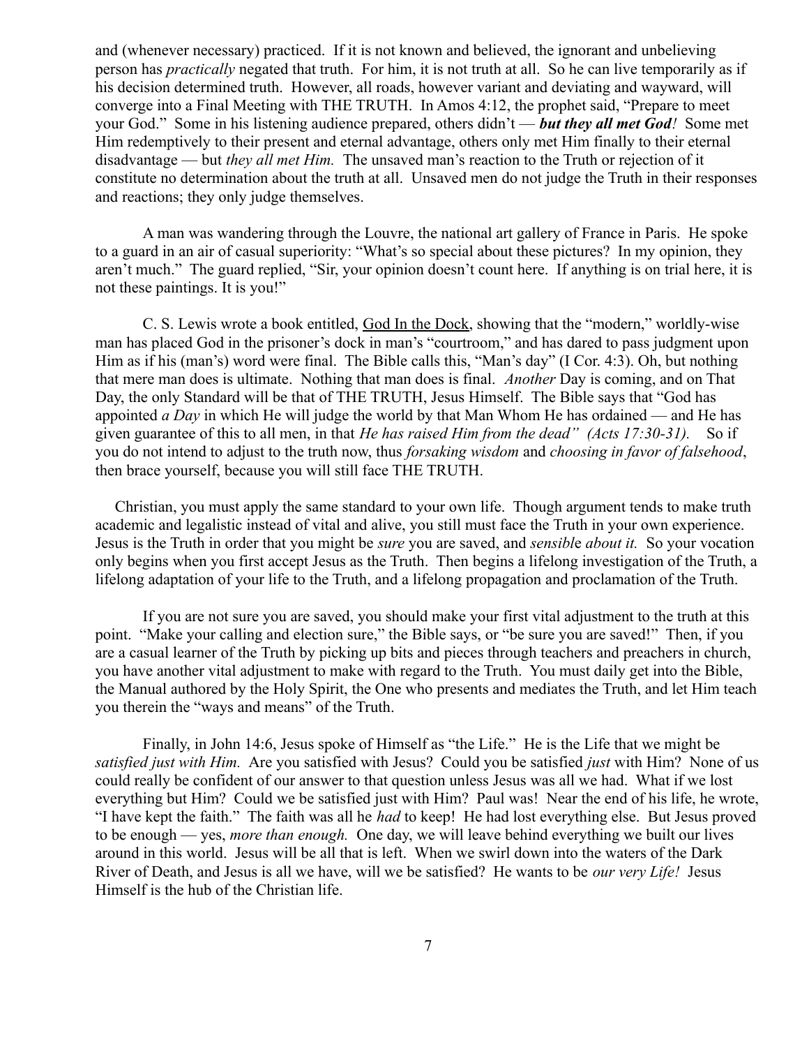and (whenever necessary) practiced. If it is not known and believed, the ignorant and unbelieving person has *practically* negated that truth. For him, it is not truth at all. So he can live temporarily as if his decision determined truth. However, all roads, however variant and deviating and wayward, will converge into a Final Meeting with THE TRUTH. In Amos 4:12, the prophet said, "Prepare to meet your God." Some in his listening audience prepared, others didn't — ***but they all met God!*** Some met Him redemptively to their present and eternal advantage, others only met Him finally to their eternal disadvantage — but *they all met Him.* The unsaved man's reaction to the Truth or rejection of it constitute no determination about the truth at all. Unsaved men do not judge the Truth in their responses and reactions; they only judge themselves.

A man was wandering through the Louvre, the national art gallery of France in Paris. He spoke to a guard in an air of casual superiority: "What's so special about these pictures? In my opinion, they aren't much." The guard replied, "Sir, your opinion doesn't count here. If anything is on trial here, it is not these paintings. It is you!"

C. S. Lewis wrote a book entitled, <u>God In the Dock</u>, showing that the "modern," worldly-wise man has placed God in the prisoner's dock in man's "courtroom," and has dared to pass judgment upon Him as if his (man's) word were final. The Bible calls this, "Man's day" (I Cor. 4:3). Oh, but nothing that mere man does is ultimate. Nothing that man does is final. *Another* Day is coming, and on That Day, the only Standard will be that of THE TRUTH, Jesus Himself. The Bible says that "God has appointed *a Day* in which He will judge the world by that Man Whom He has ordained — and He has given guarantee of this to all men, in that *He has raised Him from the dead" (Acts 17:30-31).* So if you do not intend to adjust to the truth now, thus *forsaking wisdom* and *choosing in favor of falsehood*, then brace yourself, because you will still face THE TRUTH.

Christian, you must apply the same standard to your own life. Though argument tends to make truth academic and legalistic instead of vital and alive, you still must face the Truth in your own experience. Jesus is the Truth in order that you might be *sure* you are saved, and *sensible about it.* So your vocation only begins when you first accept Jesus as the Truth. Then begins a lifelong investigation of the Truth, a lifelong adaptation of your life to the Truth, and a lifelong propagation and proclamation of the Truth.

If you are not sure you are saved, you should make your first vital adjustment to the truth at this point. "Make your calling and election sure," the Bible says, or "be sure you are saved!" Then, if you are a casual learner of the Truth by picking up bits and pieces through teachers and preachers in church, you have another vital adjustment to make with regard to the Truth. You must daily get into the Bible, the Manual authored by the Holy Spirit, the One who presents and mediates the Truth, and let Him teach you therein the "ways and means" of the Truth.

Finally, in John 14:6, Jesus spoke of Himself as "the Life." He is the Life that we might be *satisfied just with Him.* Are you satisfied with Jesus? Could you be satisfied *just* with Him? None of us could really be confident of our answer to that question unless Jesus was all we had. What if we lost everything but Him? Could we be satisfied just with Him? Paul was! Near the end of his life, he wrote, "I have kept the faith." The faith was all he *had* to keep! He had lost everything else. But Jesus proved to be enough — yes, *more than enough.* One day, we will leave behind everything we built our lives around in this world. Jesus will be all that is left. When we swirl down into the waters of the Dark River of Death, and Jesus is all we have, will we be satisfied? He wants to be *our very Life!* Jesus Himself is the hub of the Christian life.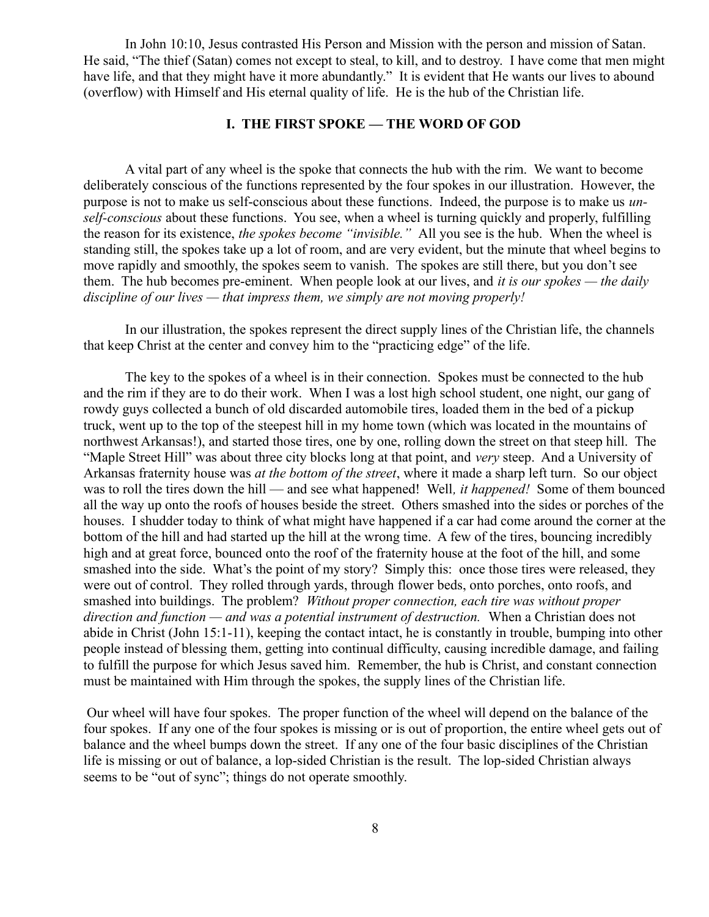In John 10:10, Jesus contrasted His Person and Mission with the person and mission of Satan. He said, "The thief (Satan) comes not except to steal, to kill, and to destroy. I have come that men might have life, and that they might have it more abundantly." It is evident that He wants our lives to abound (overflow) with Himself and His eternal quality of life. He is the hub of the Christian life.

## I. THE FIRST SPOKE — THE WORD OF GOD

A vital part of any wheel is the spoke that connects the hub with the rim. We want to become deliberately conscious of the functions represented by the four spokes in our illustration. However, the purpose is not to make us self-conscious about these functions. Indeed, the purpose is to make us *un-self-conscious* about these functions. You see, when a wheel is turning quickly and properly, fulfilling the reason for its existence, *the spokes become "invisible."* All you see is the hub. When the wheel is standing still, the spokes take up a lot of room, and are very evident, but the minute that wheel begins to move rapidly and smoothly, the spokes seem to vanish. The spokes are still there, but you don't see them. The hub becomes pre-eminent. When people look at our lives, and *it is our spokes — the daily discipline of our lives — that impress them, we simply are not moving properly!*

In our illustration, the spokes represent the direct supply lines of the Christian life, the channels that keep Christ at the center and convey him to the "practicing edge" of the life.

The key to the spokes of a wheel is in their connection. Spokes must be connected to the hub and the rim if they are to do their work. When I was a lost high school student, one night, our gang of rowdy guys collected a bunch of old discarded automobile tires, loaded them in the bed of a pickup truck, went up to the top of the steepest hill in my home town (which was located in the mountains of northwest Arkansas!), and started those tires, one by one, rolling down the street on that steep hill. The "Maple Street Hill" was about three city blocks long at that point, and *very* steep. And a University of Arkansas fraternity house was *at the bottom of the street*, where it made a sharp left turn. So our object was to roll the tires down the hill — and see what happened! Well*, it happened!* Some of them bounced all the way up onto the roofs of houses beside the street. Others smashed into the sides or porches of the houses. I shudder today to think of what might have happened if a car had come around the corner at the bottom of the hill and had started up the hill at the wrong time. A few of the tires, bouncing incredibly high and at great force, bounced onto the roof of the fraternity house at the foot of the hill, and some smashed into the side. What's the point of my story? Simply this: once those tires were released, they were out of control. They rolled through yards, through flower beds, onto porches, onto roofs, and smashed into buildings. The problem? *Without proper connection, each tire was without proper direction and function — and was a potential instrument of destruction.* When a Christian does not abide in Christ (John 15:1-11), keeping the contact intact, he is constantly in trouble, bumping into other people instead of blessing them, getting into continual difficulty, causing incredible damage, and failing to fulfill the purpose for which Jesus saved him. Remember, the hub is Christ, and constant connection must be maintained with Him through the spokes, the supply lines of the Christian life.

Our wheel will have four spokes. The proper function of the wheel will depend on the balance of the four spokes. If any one of the four spokes is missing or is out of proportion, the entire wheel gets out of balance and the wheel bumps down the street. If any one of the four basic disciplines of the Christian life is missing or out of balance, a lop-sided Christian is the result. The lop-sided Christian always seems to be "out of sync"; things do not operate smoothly.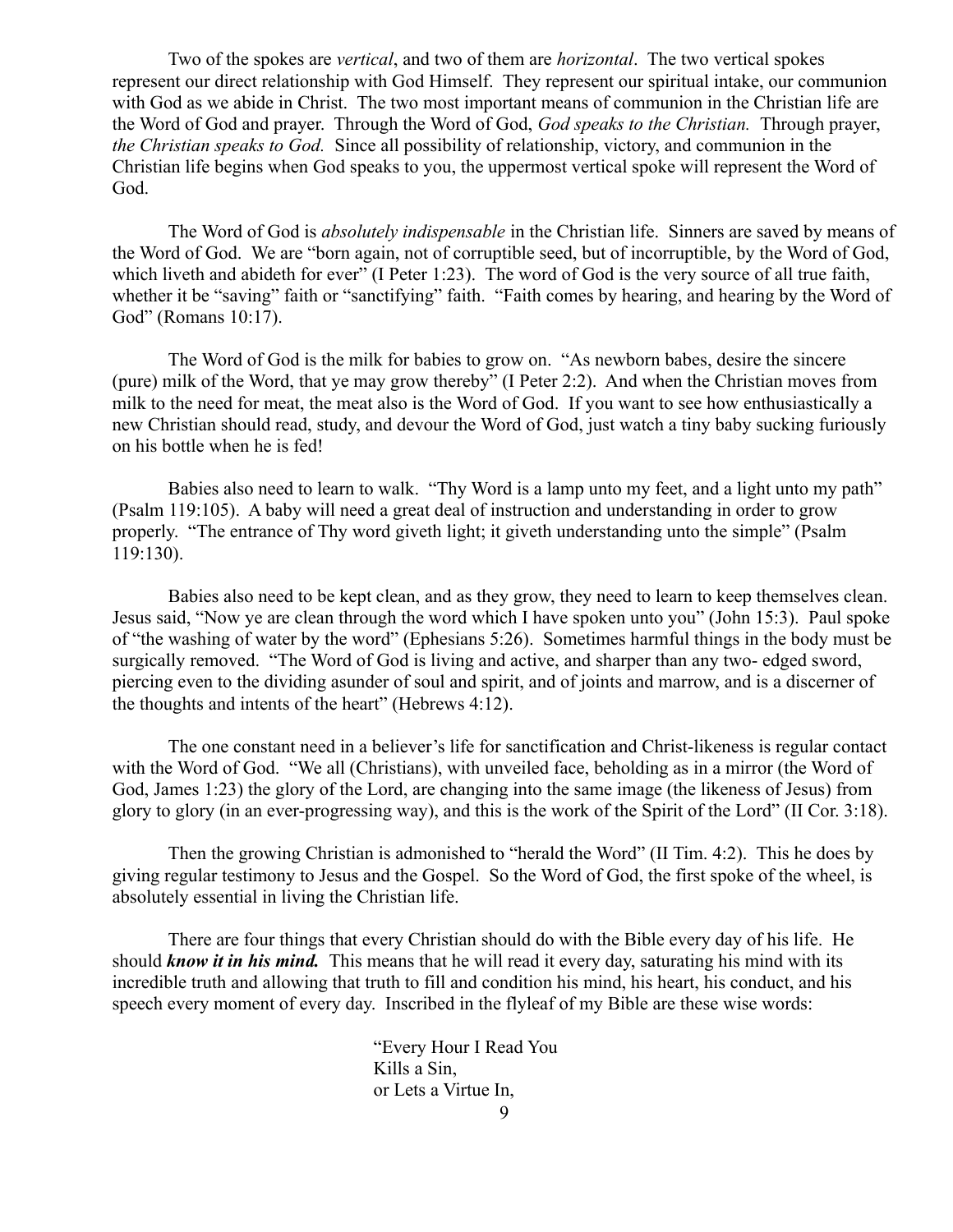Two of the spokes are *vertical*, and two of them are *horizontal*. The two vertical spokes represent our direct relationship with God Himself. They represent our spiritual intake, our communion with God as we abide in Christ. The two most important means of communion in the Christian life are the Word of God and prayer. Through the Word of God, *God speaks to the Christian.* Through prayer, *the Christian speaks to God.* Since all possibility of relationship, victory, and communion in the Christian life begins when God speaks to you, the uppermost vertical spoke will represent the Word of God.

The Word of God is *absolutely indispensable* in the Christian life. Sinners are saved by means of the Word of God. We are "born again, not of corruptible seed, but of incorruptible, by the Word of God, which liveth and abideth for ever" (I Peter 1:23). The word of God is the very source of all true faith, whether it be "saving" faith or "sanctifying" faith. "Faith comes by hearing, and hearing by the Word of God" (Romans 10:17).

The Word of God is the milk for babies to grow on. "As newborn babes, desire the sincere (pure) milk of the Word, that ye may grow thereby" (I Peter 2:2). And when the Christian moves from milk to the need for meat, the meat also is the Word of God. If you want to see how enthusiastically a new Christian should read, study, and devour the Word of God, just watch a tiny baby sucking furiously on his bottle when he is fed!

Babies also need to learn to walk. "Thy Word is a lamp unto my feet, and a light unto my path" (Psalm 119:105). A baby will need a great deal of instruction and understanding in order to grow properly. "The entrance of Thy word giveth light; it giveth understanding unto the simple" (Psalm 119:130).

Babies also need to be kept clean, and as they grow, they need to learn to keep themselves clean. Jesus said, "Now ye are clean through the word which I have spoken unto you" (John 15:3). Paul spoke of "the washing of water by the word" (Ephesians 5:26). Sometimes harmful things in the body must be surgically removed. "The Word of God is living and active, and sharper than any two- edged sword, piercing even to the dividing asunder of soul and spirit, and of joints and marrow, and is a discerner of the thoughts and intents of the heart" (Hebrews 4:12).

The one constant need in a believer's life for sanctification and Christ-likeness is regular contact with the Word of God. "We all (Christians), with unveiled face, beholding as in a mirror (the Word of God, James 1:23) the glory of the Lord, are changing into the same image (the likeness of Jesus) from glory to glory (in an ever-progressing way), and this is the work of the Spirit of the Lord" (II Cor. 3:18).

Then the growing Christian is admonished to "herald the Word" (II Tim. 4:2). This he does by giving regular testimony to Jesus and the Gospel. So the Word of God, the first spoke of the wheel, is absolutely essential in living the Christian life.

There are four things that every Christian should do with the Bible every day of his life. He should ***know it in his mind.*** This means that he will read it every day, saturating his mind with its incredible truth and allowing that truth to fill and condition his mind, his heart, his conduct, and his speech every moment of every day. Inscribed in the flyleaf of my Bible are these wise words:

> "Every Hour I Read You
> Kills a Sin,
> or Lets a Virtue In,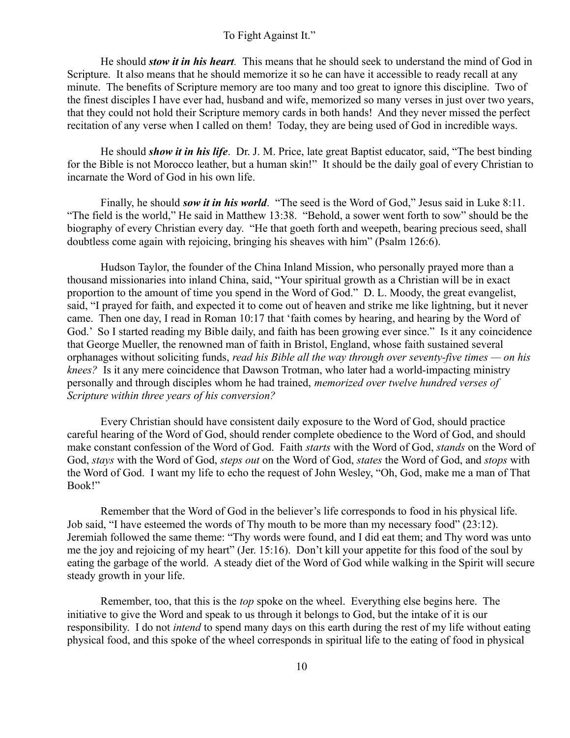To Fight Against It."

He should ***stow it in his heart***. This means that he should seek to understand the mind of God in Scripture. It also means that he should memorize it so he can have it accessible to ready recall at any minute. The benefits of Scripture memory are too many and too great to ignore this discipline. Two of the finest disciples I have ever had, husband and wife, memorized so many verses in just over two years, that they could not hold their Scripture memory cards in both hands! And they never missed the perfect recitation of any verse when I called on them! Today, they are being used of God in incredible ways.

He should ***show it in his life***. Dr. J. M. Price, late great Baptist educator, said, "The best binding for the Bible is not Morocco leather, but a human skin!" It should be the daily goal of every Christian to incarnate the Word of God in his own life.

Finally, he should ***sow it in his world***. "The seed is the Word of God," Jesus said in Luke 8:11. "The field is the world," He said in Matthew 13:38. "Behold, a sower went forth to sow" should be the biography of every Christian every day. "He that goeth forth and weepeth, bearing precious seed, shall doubtless come again with rejoicing, bringing his sheaves with him" (Psalm 126:6).

Hudson Taylor, the founder of the China Inland Mission, who personally prayed more than a thousand missionaries into inland China, said, "Your spiritual growth as a Christian will be in exact proportion to the amount of time you spend in the Word of God." D. L. Moody, the great evangelist, said, "I prayed for faith, and expected it to come out of heaven and strike me like lightning, but it never came. Then one day, I read in Roman 10:17 that 'faith comes by hearing, and hearing by the Word of God.' So I started reading my Bible daily, and faith has been growing ever since." Is it any coincidence that George Mueller, the renowned man of faith in Bristol, England, whose faith sustained several orphanages without soliciting funds, *read his Bible all the way through over seventy-five times — on his knees?* Is it any mere coincidence that Dawson Trotman, who later had a world-impacting ministry personally and through disciples whom he had trained, *memorized over twelve hundred verses of Scripture within three years of his conversion?*

Every Christian should have consistent daily exposure to the Word of God, should practice careful hearing of the Word of God, should render complete obedience to the Word of God, and should make constant confession of the Word of God. Faith *starts* with the Word of God, *stands* on the Word of God, *stays* with the Word of God, *steps out* on the Word of God, *states* the Word of God, and *stops* with the Word of God. I want my life to echo the request of John Wesley, "Oh, God, make me a man of That Book!"

Remember that the Word of God in the believer's life corresponds to food in his physical life. Job said, "I have esteemed the words of Thy mouth to be more than my necessary food" (23:12). Jeremiah followed the same theme: "Thy words were found, and I did eat them; and Thy word was unto me the joy and rejoicing of my heart" (Jer. 15:16). Don't kill your appetite for this food of the soul by eating the garbage of the world. A steady diet of the Word of God while walking in the Spirit will secure steady growth in your life.

Remember, too, that this is the *top* spoke on the wheel. Everything else begins here. The initiative to give the Word and speak to us through it belongs to God, but the intake of it is our responsibility. I do not *intend* to spend many days on this earth during the rest of my life without eating physical food, and this spoke of the wheel corresponds in spiritual life to the eating of food in physical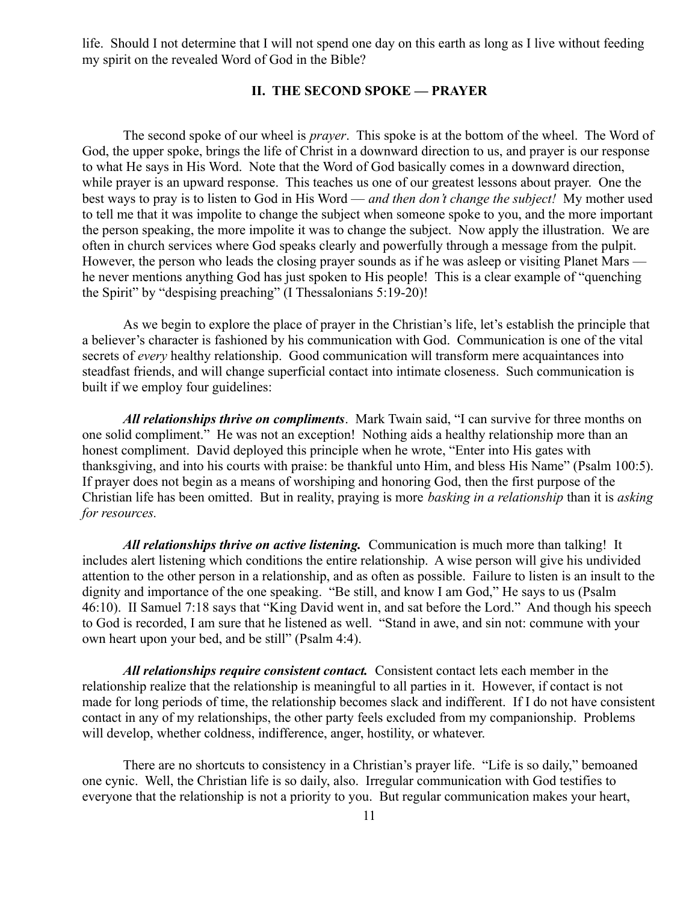life. Should I not determine that I will not spend one day on this earth as long as I live without feeding my spirit on the revealed Word of God in the Bible?

## II. THE SECOND SPOKE — PRAYER

The second spoke of our wheel is *prayer*. This spoke is at the bottom of the wheel. The Word of God, the upper spoke, brings the life of Christ in a downward direction to us, and prayer is our response to what He says in His Word. Note that the Word of God basically comes in a downward direction, while prayer is an upward response. This teaches us one of our greatest lessons about prayer. One the best ways to pray is to listen to God in His Word — *and then don't change the subject!* My mother used to tell me that it was impolite to change the subject when someone spoke to you, and the more important the person speaking, the more impolite it was to change the subject. Now apply the illustration. We are often in church services where God speaks clearly and powerfully through a message from the pulpit. However, the person who leads the closing prayer sounds as if he was asleep or visiting Planet Mars — he never mentions anything God has just spoken to His people! This is a clear example of "quenching the Spirit" by "despising preaching" (I Thessalonians 5:19-20)!

As we begin to explore the place of prayer in the Christian's life, let's establish the principle that a believer's character is fashioned by his communication with God. Communication is one of the vital secrets of *every* healthy relationship. Good communication will transform mere acquaintances into steadfast friends, and will change superficial contact into intimate closeness. Such communication is built if we employ four guidelines:

***All relationships thrive on compliments***. Mark Twain said, "I can survive for three months on one solid compliment." He was not an exception! Nothing aids a healthy relationship more than an honest compliment. David deployed this principle when he wrote, "Enter into His gates with thanksgiving, and into his courts with praise: be thankful unto Him, and bless His Name" (Psalm 100:5). If prayer does not begin as a means of worshiping and honoring God, then the first purpose of the Christian life has been omitted. But in reality, praying is more *basking in a relationship* than it is *asking for resources.*

***All relationships thrive on active listening.*** Communication is much more than talking! It includes alert listening which conditions the entire relationship. A wise person will give his undivided attention to the other person in a relationship, and as often as possible. Failure to listen is an insult to the dignity and importance of the one speaking. "Be still, and know I am God," He says to us (Psalm 46:10). II Samuel 7:18 says that "King David went in, and sat before the Lord." And though his speech to God is recorded, I am sure that he listened as well. "Stand in awe, and sin not: commune with your own heart upon your bed, and be still" (Psalm 4:4).

***All relationships require consistent contact.*** Consistent contact lets each member in the relationship realize that the relationship is meaningful to all parties in it. However, if contact is not made for long periods of time, the relationship becomes slack and indifferent. If I do not have consistent contact in any of my relationships, the other party feels excluded from my companionship. Problems will develop, whether coldness, indifference, anger, hostility, or whatever.

There are no shortcuts to consistency in a Christian's prayer life. "Life is so daily," bemoaned one cynic. Well, the Christian life is so daily, also. Irregular communication with God testifies to everyone that the relationship is not a priority to you. But regular communication makes your heart,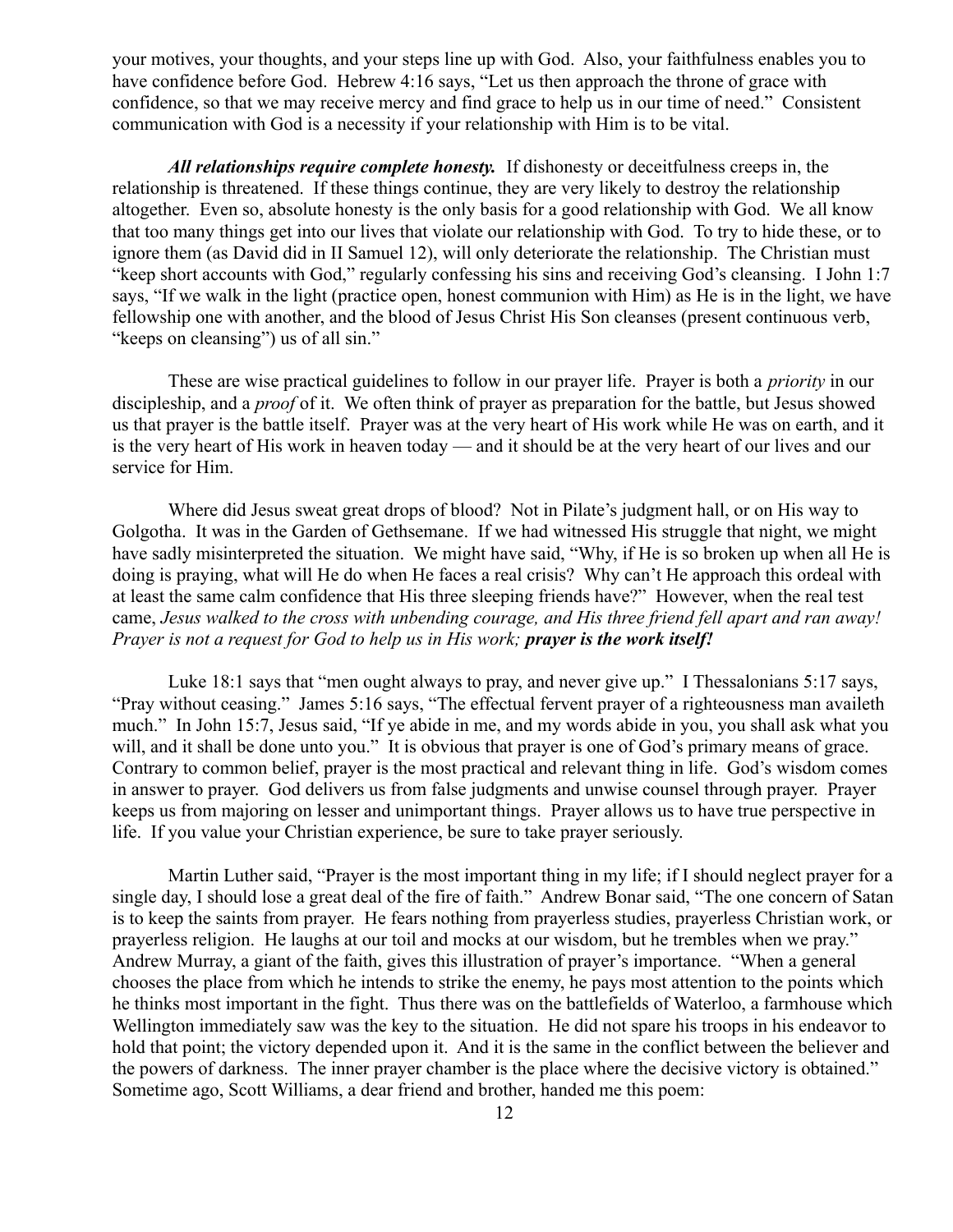your motives, your thoughts, and your steps line up with God. Also, your faithfulness enables you to have confidence before God. Hebrew 4:16 says, "Let us then approach the throne of grace with confidence, so that we may receive mercy and find grace to help us in our time of need." Consistent communication with God is a necessity if your relationship with Him is to be vital.

***All relationships require complete honesty.*** If dishonesty or deceitfulness creeps in, the relationship is threatened. If these things continue, they are very likely to destroy the relationship altogether. Even so, absolute honesty is the only basis for a good relationship with God. We all know that too many things get into our lives that violate our relationship with God. To try to hide these, or to ignore them (as David did in II Samuel 12), will only deteriorate the relationship. The Christian must "keep short accounts with God," regularly confessing his sins and receiving God's cleansing. I John 1:7 says, "If we walk in the light (practice open, honest communion with Him) as He is in the light, we have fellowship one with another, and the blood of Jesus Christ His Son cleanses (present continuous verb, "keeps on cleansing") us of all sin."

These are wise practical guidelines to follow in our prayer life. Prayer is both a *priority* in our discipleship, and a *proof* of it. We often think of prayer as preparation for the battle, but Jesus showed us that prayer is the battle itself. Prayer was at the very heart of His work while He was on earth, and it is the very heart of His work in heaven today — and it should be at the very heart of our lives and our service for Him.

Where did Jesus sweat great drops of blood? Not in Pilate's judgment hall, or on His way to Golgotha. It was in the Garden of Gethsemane. If we had witnessed His struggle that night, we might have sadly misinterpreted the situation. We might have said, "Why, if He is so broken up when all He is doing is praying, what will He do when He faces a real crisis? Why can't He approach this ordeal with at least the same calm confidence that His three sleeping friends have?" However, when the real test came, *Jesus walked to the cross with unbending courage, and His three friend fell apart and ran away! Prayer is not a request for God to help us in His work;* ***prayer is the work itself!***

Luke 18:1 says that "men ought always to pray, and never give up." I Thessalonians 5:17 says, "Pray without ceasing." James 5:16 says, "The effectual fervent prayer of a righteousness man availeth much." In John 15:7, Jesus said, "If ye abide in me, and my words abide in you, you shall ask what you will, and it shall be done unto you." It is obvious that prayer is one of God's primary means of grace. Contrary to common belief, prayer is the most practical and relevant thing in life. God's wisdom comes in answer to prayer. God delivers us from false judgments and unwise counsel through prayer. Prayer keeps us from majoring on lesser and unimportant things. Prayer allows us to have true perspective in life. If you value your Christian experience, be sure to take prayer seriously.

Martin Luther said, "Prayer is the most important thing in my life; if I should neglect prayer for a single day, I should lose a great deal of the fire of faith." Andrew Bonar said, "The one concern of Satan is to keep the saints from prayer. He fears nothing from prayerless studies, prayerless Christian work, or prayerless religion. He laughs at our toil and mocks at our wisdom, but he trembles when we pray." Andrew Murray, a giant of the faith, gives this illustration of prayer's importance. "When a general chooses the place from which he intends to strike the enemy, he pays most attention to the points which he thinks most important in the fight. Thus there was on the battlefields of Waterloo, a farmhouse which Wellington immediately saw was the key to the situation. He did not spare his troops in his endeavor to hold that point; the victory depended upon it. And it is the same in the conflict between the believer and the powers of darkness. The inner prayer chamber is the place where the decisive victory is obtained." Sometime ago, Scott Williams, a dear friend and brother, handed me this poem: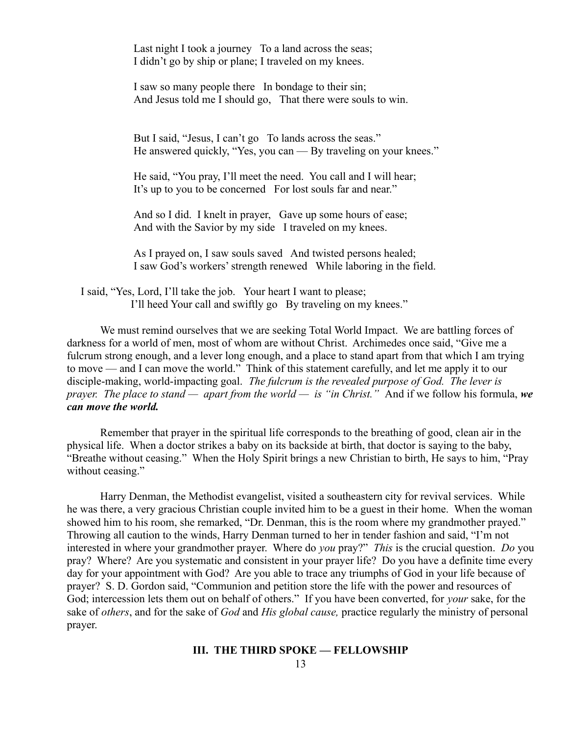Last night I took a journey   To a land across the seas;
I didn't go by ship or plane; I traveled on my knees.

I saw so many people there   In bondage to their sin;
And Jesus told me I should go,   That there were souls to win.

But I said, "Jesus, I can't go   To lands across the seas."
He answered quickly, "Yes, you can — By traveling on your knees."

He said, "You pray, I'll meet the need.  You call and I will hear;
It's up to you to be concerned   For lost souls far and near."

And so I did.  I knelt in prayer,   Gave up some hours of ease;
And with the Savior by my side   I traveled on my knees.

As I prayed on, I saw souls saved   And twisted persons healed;
I saw God's workers' strength renewed   While laboring in the field.

I said, "Yes, Lord, I'll take the job.   Your heart I want to please;
I'll heed Your call and swiftly go   By traveling on my knees."

We must remind ourselves that we are seeking Total World Impact. We are battling forces of darkness for a world of men, most of whom are without Christ. Archimedes once said, "Give me a fulcrum strong enough, and a lever long enough, and a place to stand apart from that which I am trying to move — and I can move the world." Think of this statement carefully, and let me apply it to our disciple-making, world-impacting goal. *The fulcrum is the revealed purpose of God. The lever is prayer. The place to stand — apart from the world — is "in Christ."* And if we follow his formula, ***we can move the world.***

Remember that prayer in the spiritual life corresponds to the breathing of good, clean air in the physical life. When a doctor strikes a baby on its backside at birth, that doctor is saying to the baby, "Breathe without ceasing." When the Holy Spirit brings a new Christian to birth, He says to him, "Pray without ceasing."

Harry Denman, the Methodist evangelist, visited a southeastern city for revival services. While he was there, a very gracious Christian couple invited him to be a guest in their home. When the woman showed him to his room, she remarked, "Dr. Denman, this is the room where my grandmother prayed." Throwing all caution to the winds, Harry Denman turned to her in tender fashion and said, "I'm not interested in where your grandmother prayer. Where do *you* pray?" *This* is the crucial question. *Do* you pray? Where? Are you systematic and consistent in your prayer life? Do you have a definite time every day for your appointment with God? Are you able to trace any triumphs of God in your life because of prayer? S. D. Gordon said, "Communion and petition store the life with the power and resources of God; intercession lets them out on behalf of others." If you have been converted, for *your* sake, for the sake of *others*, and for the sake of *God* and *His global cause,* practice regularly the ministry of personal prayer.

## III. THE THIRD SPOKE — FELLOWSHIP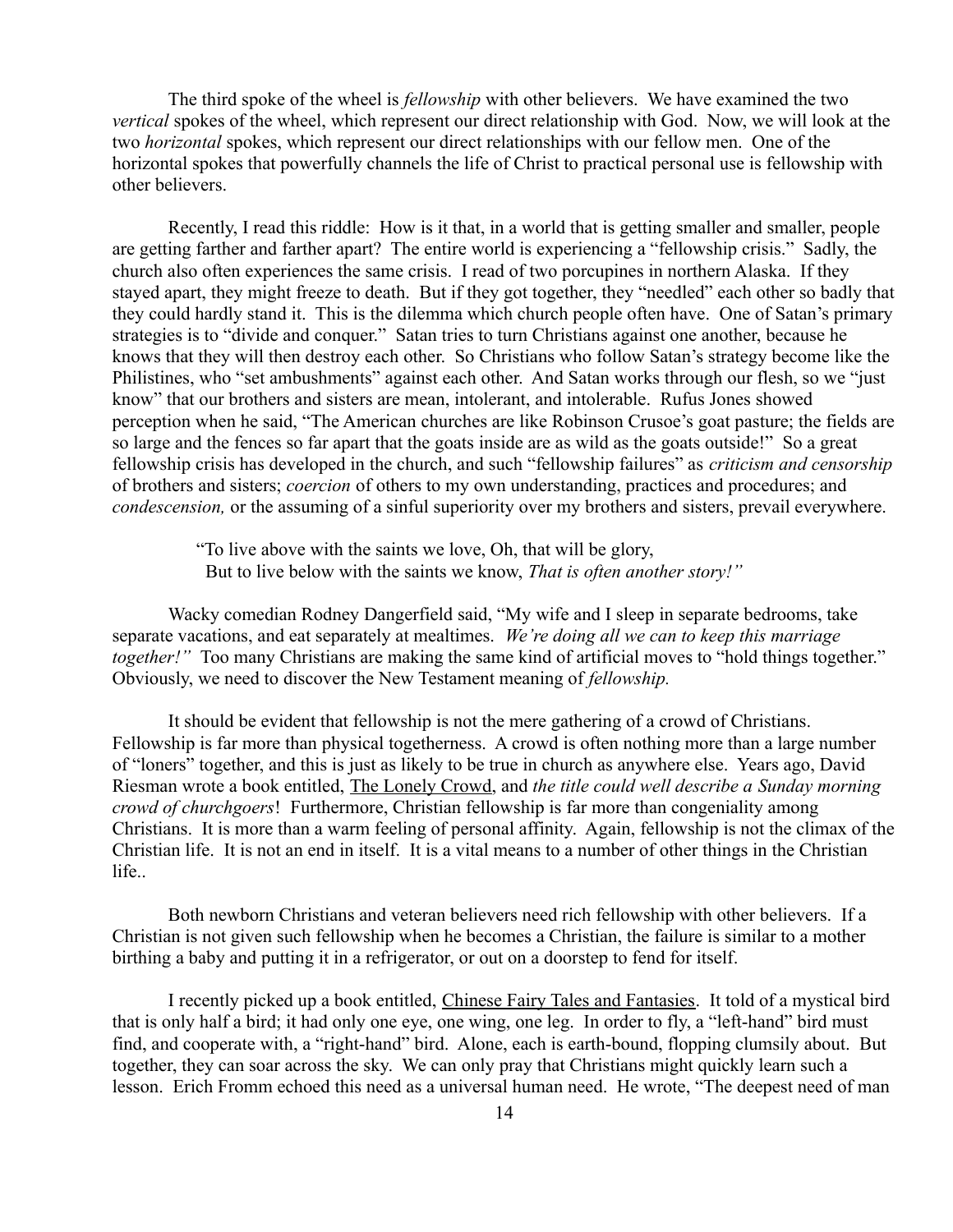The third spoke of the wheel is *fellowship* with other believers. We have examined the two *vertical* spokes of the wheel, which represent our direct relationship with God. Now, we will look at the two *horizontal* spokes, which represent our direct relationships with our fellow men. One of the horizontal spokes that powerfully channels the life of Christ to practical personal use is fellowship with other believers.

Recently, I read this riddle: How is it that, in a world that is getting smaller and smaller, people are getting farther and farther apart? The entire world is experiencing a "fellowship crisis." Sadly, the church also often experiences the same crisis. I read of two porcupines in northern Alaska. If they stayed apart, they might freeze to death. But if they got together, they "needled" each other so badly that they could hardly stand it. This is the dilemma which church people often have. One of Satan's primary strategies is to "divide and conquer." Satan tries to turn Christians against one another, because he knows that they will then destroy each other. So Christians who follow Satan's strategy become like the Philistines, who "set ambushments" against each other. And Satan works through our flesh, so we "just know" that our brothers and sisters are mean, intolerant, and intolerable. Rufus Jones showed perception when he said, "The American churches are like Robinson Crusoe's goat pasture; the fields are so large and the fences so far apart that the goats inside are as wild as the goats outside!" So a great fellowship crisis has developed in the church, and such "fellowship failures" as *criticism and censorship* of brothers and sisters; *coercion* of others to my own understanding, practices and procedures; and *condescension,* or the assuming of a sinful superiority over my brothers and sisters, prevail everywhere.

> "To live above with the saints we love, Oh, that will be glory,
> But to live below with the saints we know, *That is often another story!"*

Wacky comedian Rodney Dangerfield said, "My wife and I sleep in separate bedrooms, take separate vacations, and eat separately at mealtimes. *We're doing all we can to keep this marriage together!"* Too many Christians are making the same kind of artificial moves to "hold things together." Obviously, we need to discover the New Testament meaning of *fellowship.*

It should be evident that fellowship is not the mere gathering of a crowd of Christians. Fellowship is far more than physical togetherness. A crowd is often nothing more than a large number of "loners" together, and this is just as likely to be true in church as anywhere else. Years ago, David Riesman wrote a book entitled, The Lonely Crowd, and *the title could well describe a Sunday morning crowd of churchgoers*! Furthermore, Christian fellowship is far more than congeniality among Christians. It is more than a warm feeling of personal affinity. Again, fellowship is not the climax of the Christian life. It is not an end in itself. It is a vital means to a number of other things in the Christian life..

Both newborn Christians and veteran believers need rich fellowship with other believers. If a Christian is not given such fellowship when he becomes a Christian, the failure is similar to a mother birthing a baby and putting it in a refrigerator, or out on a doorstep to fend for itself.

I recently picked up a book entitled, Chinese Fairy Tales and Fantasies. It told of a mystical bird that is only half a bird; it had only one eye, one wing, one leg. In order to fly, a "left-hand" bird must find, and cooperate with, a "right-hand" bird. Alone, each is earth-bound, flopping clumsily about. But together, they can soar across the sky. We can only pray that Christians might quickly learn such a lesson. Erich Fromm echoed this need as a universal human need. He wrote, "The deepest need of man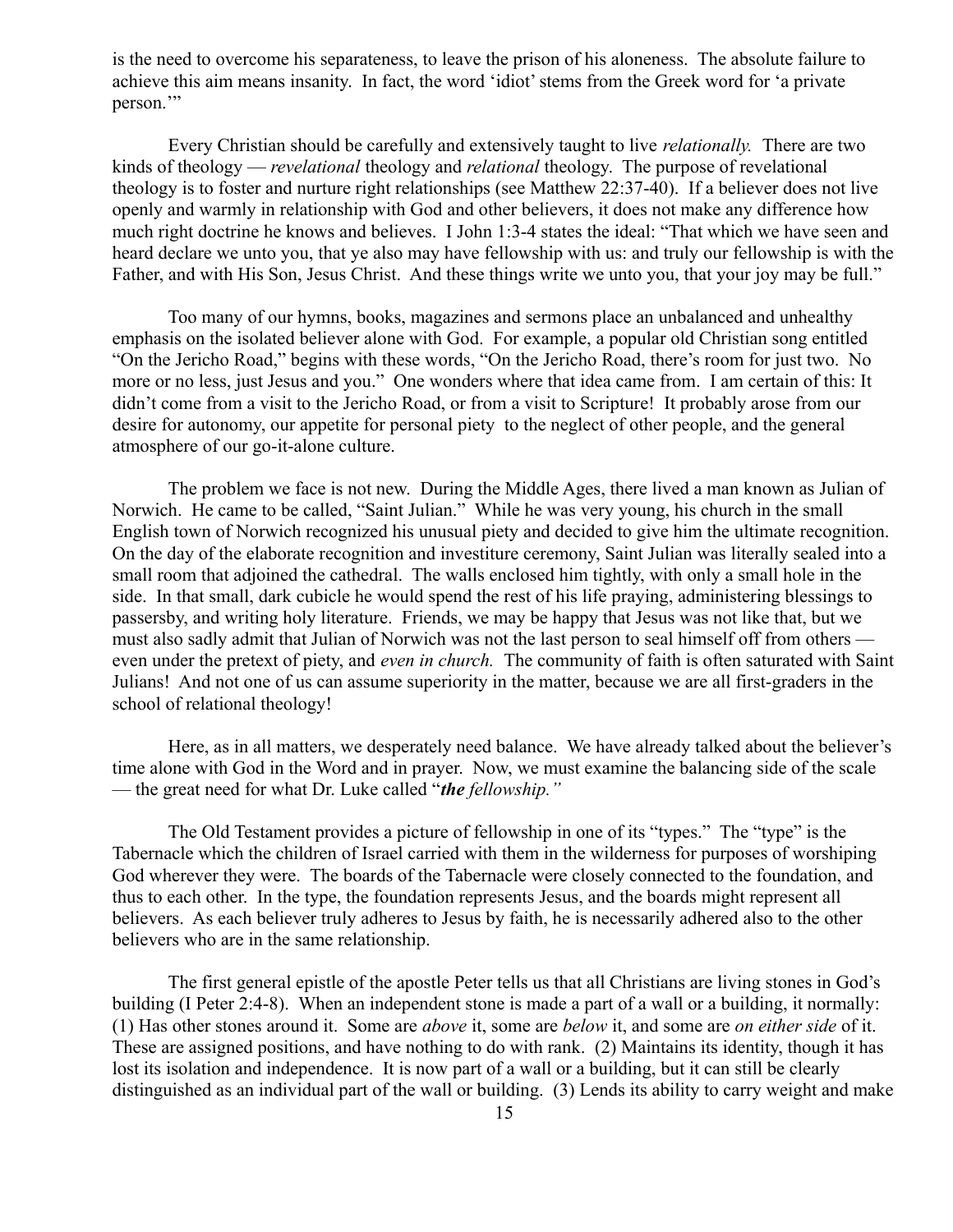is the need to overcome his separateness, to leave the prison of his aloneness. The absolute failure to achieve this aim means insanity. In fact, the word 'idiot' stems from the Greek word for 'a private person.'"

Every Christian should be carefully and extensively taught to live *relationally.* There are two kinds of theology — *revelational* theology and *relational* theology. The purpose of revelational theology is to foster and nurture right relationships (see Matthew 22:37-40). If a believer does not live openly and warmly in relationship with God and other believers, it does not make any difference how much right doctrine he knows and believes. I John 1:3-4 states the ideal: "That which we have seen and heard declare we unto you, that ye also may have fellowship with us: and truly our fellowship is with the Father, and with His Son, Jesus Christ. And these things write we unto you, that your joy may be full."

Too many of our hymns, books, magazines and sermons place an unbalanced and unhealthy emphasis on the isolated believer alone with God. For example, a popular old Christian song entitled "On the Jericho Road," begins with these words, "On the Jericho Road, there's room for just two. No more or no less, just Jesus and you." One wonders where that idea came from. I am certain of this: It didn't come from a visit to the Jericho Road, or from a visit to Scripture! It probably arose from our desire for autonomy, our appetite for personal piety to the neglect of other people, and the general atmosphere of our go-it-alone culture.

The problem we face is not new. During the Middle Ages, there lived a man known as Julian of Norwich. He came to be called, "Saint Julian." While he was very young, his church in the small English town of Norwich recognized his unusual piety and decided to give him the ultimate recognition. On the day of the elaborate recognition and investiture ceremony, Saint Julian was literally sealed into a small room that adjoined the cathedral. The walls enclosed him tightly, with only a small hole in the side. In that small, dark cubicle he would spend the rest of his life praying, administering blessings to passersby, and writing holy literature. Friends, we may be happy that Jesus was not like that, but we must also sadly admit that Julian of Norwich was not the last person to seal himself off from others — even under the pretext of piety, and *even in church.* The community of faith is often saturated with Saint Julians! And not one of us can assume superiority in the matter, because we are all first-graders in the school of relational theology!

Here, as in all matters, we desperately need balance. We have already talked about the believer's time alone with God in the Word and in prayer. Now, we must examine the balancing side of the scale — the great need for what Dr. Luke called "***the** fellowship."*

The Old Testament provides a picture of fellowship in one of its "types." The "type" is the Tabernacle which the children of Israel carried with them in the wilderness for purposes of worshiping God wherever they were. The boards of the Tabernacle were closely connected to the foundation, and thus to each other. In the type, the foundation represents Jesus, and the boards might represent all believers. As each believer truly adheres to Jesus by faith, he is necessarily adhered also to the other believers who are in the same relationship.

The first general epistle of the apostle Peter tells us that all Christians are living stones in God's building (I Peter 2:4-8). When an independent stone is made a part of a wall or a building, it normally: (1) Has other stones around it. Some are *above* it, some are *below* it, and some are *on either side* of it. These are assigned positions, and have nothing to do with rank. (2) Maintains its identity, though it has lost its isolation and independence. It is now part of a wall or a building, but it can still be clearly distinguished as an individual part of the wall or building. (3) Lends its ability to carry weight and make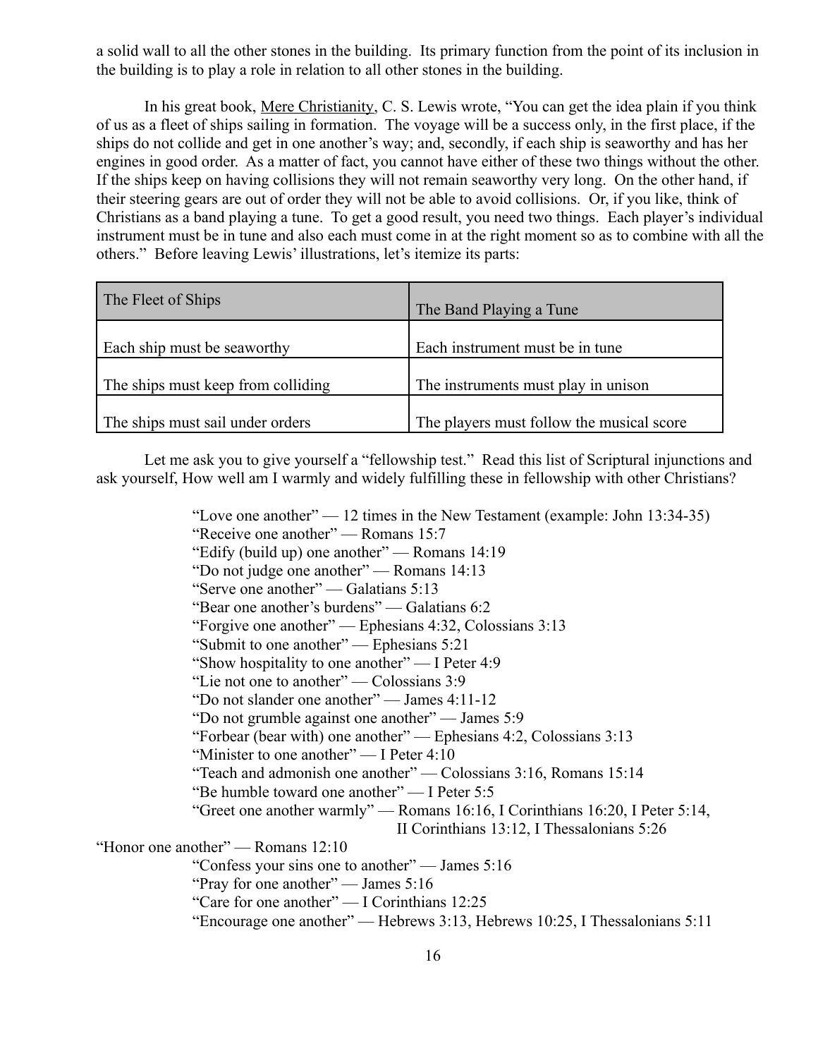a solid wall to all the other stones in the building. Its primary function from the point of its inclusion in the building is to play a role in relation to all other stones in the building.

In his great book, Mere Christianity, C. S. Lewis wrote, "You can get the idea plain if you think of us as a fleet of ships sailing in formation. The voyage will be a success only, in the first place, if the ships do not collide and get in one another's way; and, secondly, if each ship is seaworthy and has her engines in good order. As a matter of fact, you cannot have either of these two things without the other. If the ships keep on having collisions they will not remain seaworthy very long. On the other hand, if their steering gears are out of order they will not be able to avoid collisions. Or, if you like, think of Christians as a band playing a tune. To get a good result, you need two things. Each player's individual instrument must be in tune and also each must come in at the right moment so as to combine with all the others." Before leaving Lewis' illustrations, let's itemize its parts:

| The Fleet of Ships | The Band Playing a Tune |
|---|---|
| Each ship must be seaworthy | Each instrument must be in tune |
| The ships must keep from colliding | The instruments must play in unison |
| The ships must sail under orders | The players must follow the musical score |

Let me ask you to give yourself a "fellowship test." Read this list of Scriptural injunctions and ask yourself, How well am I warmly and widely fulfilling these in fellowship with other Christians?

"Love one another" — 12 times in the New Testament (example: John 13:34-35)
"Receive one another" — Romans 15:7
"Edify (build up) one another" — Romans 14:19
"Do not judge one another" — Romans 14:13
"Serve one another" — Galatians 5:13
"Bear one another's burdens" — Galatians 6:2
"Forgive one another" — Ephesians 4:32, Colossians 3:13
"Submit to one another" — Ephesians 5:21
"Show hospitality to one another" — I Peter 4:9
"Lie not one to another" — Colossians 3:9
"Do not slander one another" — James 4:11-12
"Do not grumble against one another" — James 5:9
"Forbear (bear with) one another" — Ephesians 4:2, Colossians 3:13
"Minister to one another" — I Peter 4:10
"Teach and admonish one another" — Colossians 3:16, Romans 15:14
"Be humble toward one another" — I Peter 5:5
"Greet one another warmly" — Romans 16:16, I Corinthians 16:20, I Peter 5:14, II Corinthians 13:12, I Thessalonians 5:26
"Honor one another" — Romans 12:10
"Confess your sins one to another" — James 5:16
"Pray for one another" — James 5:16
"Care for one another" — I Corinthians 12:25
"Encourage one another" — Hebrews 3:13, Hebrews 10:25, I Thessalonians 5:11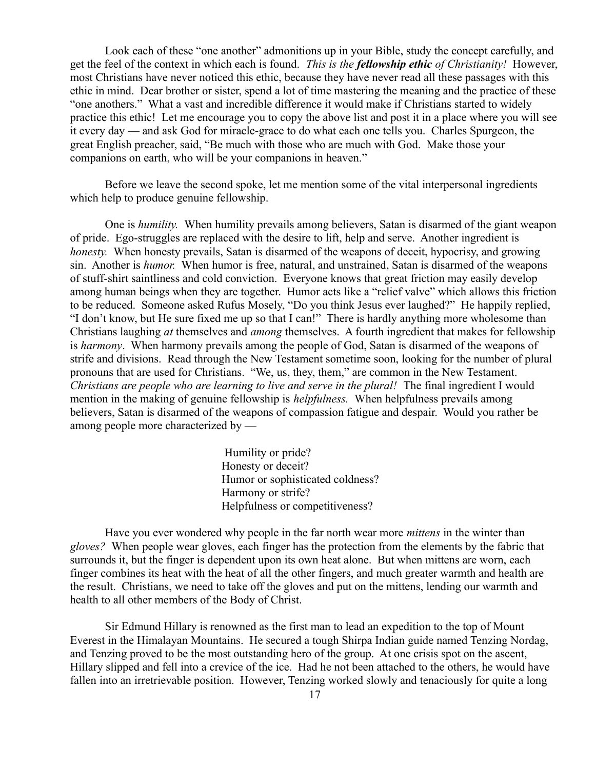Look each of these "one another" admonitions up in your Bible, study the concept carefully, and get the feel of the context in which each is found. *This is the **fellowship ethic** of Christianity!* However, most Christians have never noticed this ethic, because they have never read all these passages with this ethic in mind. Dear brother or sister, spend a lot of time mastering the meaning and the practice of these "one anothers." What a vast and incredible difference it would make if Christians started to widely practice this ethic! Let me encourage you to copy the above list and post it in a place where you will see it every day — and ask God for miracle-grace to do what each one tells you. Charles Spurgeon, the great English preacher, said, "Be much with those who are much with God. Make those your companions on earth, who will be your companions in heaven."

Before we leave the second spoke, let me mention some of the vital interpersonal ingredients which help to produce genuine fellowship.

One is *humility.* When humility prevails among believers, Satan is disarmed of the giant weapon of pride. Ego-struggles are replaced with the desire to lift, help and serve. Another ingredient is *honesty.* When honesty prevails, Satan is disarmed of the weapons of deceit, hypocrisy, and growing sin. Another is *humor.* When humor is free, natural, and unstrained, Satan is disarmed of the weapons of stuff-shirt saintliness and cold conviction. Everyone knows that great friction may easily develop among human beings when they are together. Humor acts like a "relief valve" which allows this friction to be reduced. Someone asked Rufus Mosely, "Do you think Jesus ever laughed?" He happily replied, "I don't know, but He sure fixed me up so that I can!" There is hardly anything more wholesome than Christians laughing *at* themselves and *among* themselves. A fourth ingredient that makes for fellowship is *harmony*. When harmony prevails among the people of God, Satan is disarmed of the weapons of strife and divisions. Read through the New Testament sometime soon, looking for the number of plural pronouns that are used for Christians. "We, us, they, them," are common in the New Testament. *Christians are people who are learning to live and serve in the plural!* The final ingredient I would mention in the making of genuine fellowship is *helpfulness.* When helpfulness prevails among believers, Satan is disarmed of the weapons of compassion fatigue and despair. Would you rather be among people more characterized by —

Humility or pride?
Honesty or deceit?
Humor or sophisticated coldness?
Harmony or strife?
Helpfulness or competitiveness?

Have you ever wondered why people in the far north wear more *mittens* in the winter than *gloves?* When people wear gloves, each finger has the protection from the elements by the fabric that surrounds it, but the finger is dependent upon its own heat alone. But when mittens are worn, each finger combines its heat with the heat of all the other fingers, and much greater warmth and health are the result. Christians, we need to take off the gloves and put on the mittens, lending our warmth and health to all other members of the Body of Christ.

Sir Edmund Hillary is renowned as the first man to lead an expedition to the top of Mount Everest in the Himalayan Mountains. He secured a tough Shirpa Indian guide named Tenzing Nordag, and Tenzing proved to be the most outstanding hero of the group. At one crisis spot on the ascent, Hillary slipped and fell into a crevice of the ice. Had he not been attached to the others, he would have fallen into an irretrievable position. However, Tenzing worked slowly and tenaciously for quite a long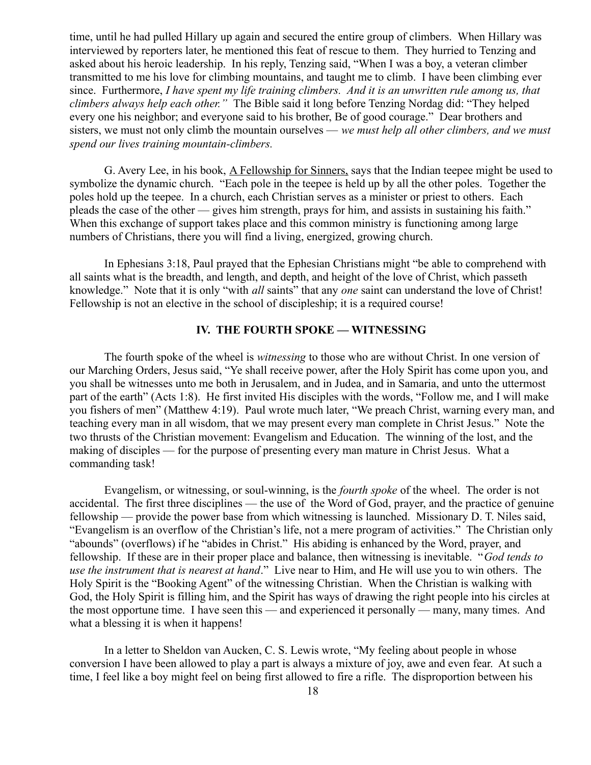time, until he had pulled Hillary up again and secured the entire group of climbers. When Hillary was interviewed by reporters later, he mentioned this feat of rescue to them. They hurried to Tenzing and asked about his heroic leadership. In his reply, Tenzing said, "When I was a boy, a veteran climber transmitted to me his love for climbing mountains, and taught me to climb. I have been climbing ever since. Furthermore, *I have spent my life training climbers. And it is an unwritten rule among us, that climbers always help each other."* The Bible said it long before Tenzing Nordag did: "They helped every one his neighbor; and everyone said to his brother, Be of good courage." Dear brothers and sisters, we must not only climb the mountain ourselves — *we must help all other climbers, and we must spend our lives training mountain-climbers.*

G. Avery Lee, in his book, <u>A Fellowship for Sinners,</u> says that the Indian teepee might be used to symbolize the dynamic church. "Each pole in the teepee is held up by all the other poles. Together the poles hold up the teepee. In a church, each Christian serves as a minister or priest to others. Each pleads the case of the other — gives him strength, prays for him, and assists in sustaining his faith." When this exchange of support takes place and this common ministry is functioning among large numbers of Christians, there you will find a living, energized, growing church.

In Ephesians 3:18, Paul prayed that the Ephesian Christians might "be able to comprehend with all saints what is the breadth, and length, and depth, and height of the love of Christ, which passeth knowledge." Note that it is only "with *all* saints" that any *one* saint can understand the love of Christ! Fellowship is not an elective in the school of discipleship; it is a required course!

### IV. THE FOURTH SPOKE — WITNESSING

The fourth spoke of the wheel is *witnessing* to those who are without Christ. In one version of our Marching Orders, Jesus said, "Ye shall receive power, after the Holy Spirit has come upon you, and you shall be witnesses unto me both in Jerusalem, and in Judea, and in Samaria, and unto the uttermost part of the earth" (Acts 1:8). He first invited His disciples with the words, "Follow me, and I will make you fishers of men" (Matthew 4:19). Paul wrote much later, "We preach Christ, warning every man, and teaching every man in all wisdom, that we may present every man complete in Christ Jesus." Note the two thrusts of the Christian movement: Evangelism and Education. The winning of the lost, and the making of disciples — for the purpose of presenting every man mature in Christ Jesus. What a commanding task!

Evangelism, or witnessing, or soul-winning, is the *fourth spoke* of the wheel. The order is not accidental. The first three disciplines — the use of the Word of God, prayer, and the practice of genuine fellowship — provide the power base from which witnessing is launched. Missionary D. T. Niles said, "Evangelism is an overflow of the Christian's life, not a mere program of activities." The Christian only "abounds" (overflows) if he "abides in Christ." His abiding is enhanced by the Word, prayer, and fellowship. If these are in their proper place and balance, then witnessing is inevitable. "*God tends to use the instrument that is nearest at hand*." Live near to Him, and He will use you to win others. The Holy Spirit is the "Booking Agent" of the witnessing Christian. When the Christian is walking with God, the Holy Spirit is filling him, and the Spirit has ways of drawing the right people into his circles at the most opportune time. I have seen this — and experienced it personally — many, many times. And what a blessing it is when it happens!

In a letter to Sheldon van Aucken, C. S. Lewis wrote, "My feeling about people in whose conversion I have been allowed to play a part is always a mixture of joy, awe and even fear. At such a time, I feel like a boy might feel on being first allowed to fire a rifle. The disproportion between his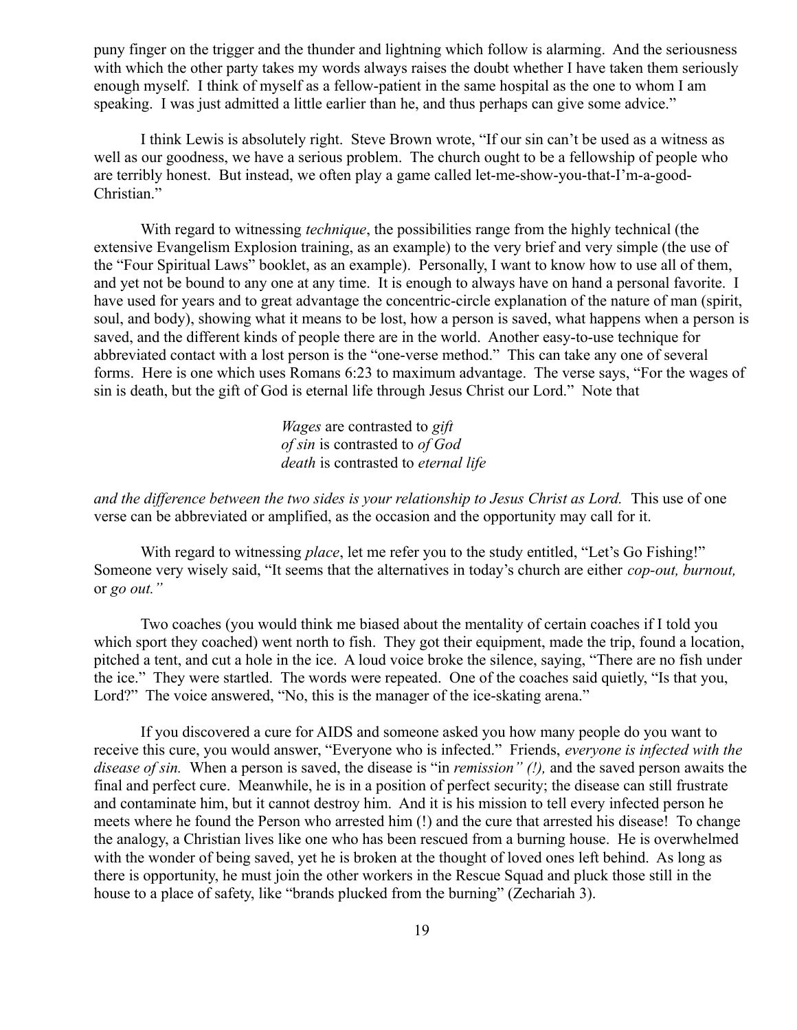puny finger on the trigger and the thunder and lightning which follow is alarming. And the seriousness with which the other party takes my words always raises the doubt whether I have taken them seriously enough myself. I think of myself as a fellow-patient in the same hospital as the one to whom I am speaking. I was just admitted a little earlier than he, and thus perhaps can give some advice."

I think Lewis is absolutely right. Steve Brown wrote, "If our sin can't be used as a witness as well as our goodness, we have a serious problem. The church ought to be a fellowship of people who are terribly honest. But instead, we often play a game called let-me-show-you-that-I'm-a-good-Christian."

With regard to witnessing *technique*, the possibilities range from the highly technical (the extensive Evangelism Explosion training, as an example) to the very brief and very simple (the use of the "Four Spiritual Laws" booklet, as an example). Personally, I want to know how to use all of them, and yet not be bound to any one at any time. It is enough to always have on hand a personal favorite. I have used for years and to great advantage the concentric-circle explanation of the nature of man (spirit, soul, and body), showing what it means to be lost, how a person is saved, what happens when a person is saved, and the different kinds of people there are in the world. Another easy-to-use technique for abbreviated contact with a lost person is the "one-verse method." This can take any one of several forms. Here is one which uses Romans 6:23 to maximum advantage. The verse says, "For the wages of sin is death, but the gift of God is eternal life through Jesus Christ our Lord." Note that

> *Wages* are contrasted to *gift*
> *of sin* is contrasted to *of God*
> *death* is contrasted to *eternal life*

*and the difference between the two sides is your relationship to Jesus Christ as Lord.* This use of one verse can be abbreviated or amplified, as the occasion and the opportunity may call for it.

With regard to witnessing *place*, let me refer you to the study entitled, "Let's Go Fishing!" Someone very wisely said, "It seems that the alternatives in today's church are either *cop-out, burnout,* or *go out."*

Two coaches (you would think me biased about the mentality of certain coaches if I told you which sport they coached) went north to fish. They got their equipment, made the trip, found a location, pitched a tent, and cut a hole in the ice. A loud voice broke the silence, saying, "There are no fish under the ice." They were startled. The words were repeated. One of the coaches said quietly, "Is that you, Lord?" The voice answered, "No, this is the manager of the ice-skating arena."

If you discovered a cure for AIDS and someone asked you how many people do you want to receive this cure, you would answer, "Everyone who is infected." Friends, *everyone is infected with the disease of sin.* When a person is saved, the disease is "in *remission" (!),* and the saved person awaits the final and perfect cure. Meanwhile, he is in a position of perfect security; the disease can still frustrate and contaminate him, but it cannot destroy him. And it is his mission to tell every infected person he meets where he found the Person who arrested him (!) and the cure that arrested his disease! To change the analogy, a Christian lives like one who has been rescued from a burning house. He is overwhelmed with the wonder of being saved, yet he is broken at the thought of loved ones left behind. As long as there is opportunity, he must join the other workers in the Rescue Squad and pluck those still in the house to a place of safety, like "brands plucked from the burning" (Zechariah 3).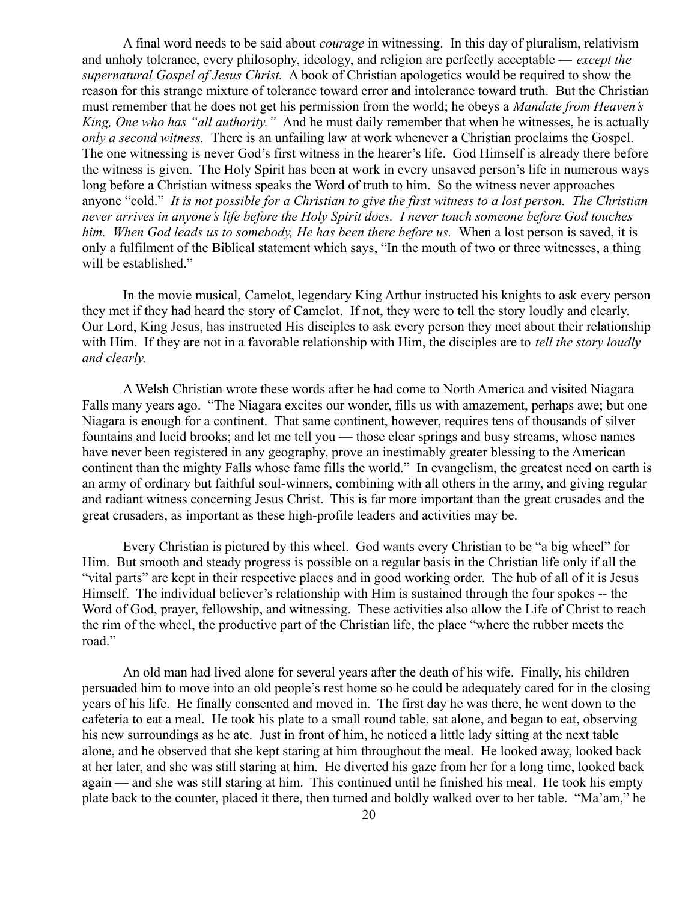A final word needs to be said about *courage* in witnessing. In this day of pluralism, relativism and unholy tolerance, every philosophy, ideology, and religion are perfectly acceptable — *except the supernatural Gospel of Jesus Christ.* A book of Christian apologetics would be required to show the reason for this strange mixture of tolerance toward error and intolerance toward truth. But the Christian must remember that he does not get his permission from the world; he obeys a *Mandate from Heaven's King, One who has "all authority."* And he must daily remember that when he witnesses, he is actually *only a second witness.* There is an unfailing law at work whenever a Christian proclaims the Gospel. The one witnessing is never God's first witness in the hearer's life. God Himself is already there before the witness is given. The Holy Spirit has been at work in every unsaved person's life in numerous ways long before a Christian witness speaks the Word of truth to him. So the witness never approaches anyone "cold." *It is not possible for a Christian to give the first witness to a lost person. The Christian never arrives in anyone's life before the Holy Spirit does. I never touch someone before God touches him. When God leads us to somebody, He has been there before us.* When a lost person is saved, it is only a fulfilment of the Biblical statement which says, "In the mouth of two or three witnesses, a thing will be established."

In the movie musical, <u>Camelot</u>, legendary King Arthur instructed his knights to ask every person they met if they had heard the story of Camelot. If not, they were to tell the story loudly and clearly. Our Lord, King Jesus, has instructed His disciples to ask every person they meet about their relationship with Him. If they are not in a favorable relationship with Him, the disciples are to *tell the story loudly and clearly.*

A Welsh Christian wrote these words after he had come to North America and visited Niagara Falls many years ago. "The Niagara excites our wonder, fills us with amazement, perhaps awe; but one Niagara is enough for a continent. That same continent, however, requires tens of thousands of silver fountains and lucid brooks; and let me tell you — those clear springs and busy streams, whose names have never been registered in any geography, prove an inestimably greater blessing to the American continent than the mighty Falls whose fame fills the world." In evangelism, the greatest need on earth is an army of ordinary but faithful soul-winners, combining with all others in the army, and giving regular and radiant witness concerning Jesus Christ. This is far more important than the great crusades and the great crusaders, as important as these high-profile leaders and activities may be.

Every Christian is pictured by this wheel. God wants every Christian to be "a big wheel" for Him. But smooth and steady progress is possible on a regular basis in the Christian life only if all the "vital parts" are kept in their respective places and in good working order. The hub of all of it is Jesus Himself. The individual believer's relationship with Him is sustained through the four spokes -- the Word of God, prayer, fellowship, and witnessing. These activities also allow the Life of Christ to reach the rim of the wheel, the productive part of the Christian life, the place "where the rubber meets the road."

An old man had lived alone for several years after the death of his wife. Finally, his children persuaded him to move into an old people's rest home so he could be adequately cared for in the closing years of his life. He finally consented and moved in. The first day he was there, he went down to the cafeteria to eat a meal. He took his plate to a small round table, sat alone, and began to eat, observing his new surroundings as he ate. Just in front of him, he noticed a little lady sitting at the next table alone, and he observed that she kept staring at him throughout the meal. He looked away, looked back at her later, and she was still staring at him. He diverted his gaze from her for a long time, looked back again — and she was still staring at him. This continued until he finished his meal. He took his empty plate back to the counter, placed it there, then turned and boldly walked over to her table. "Ma'am," he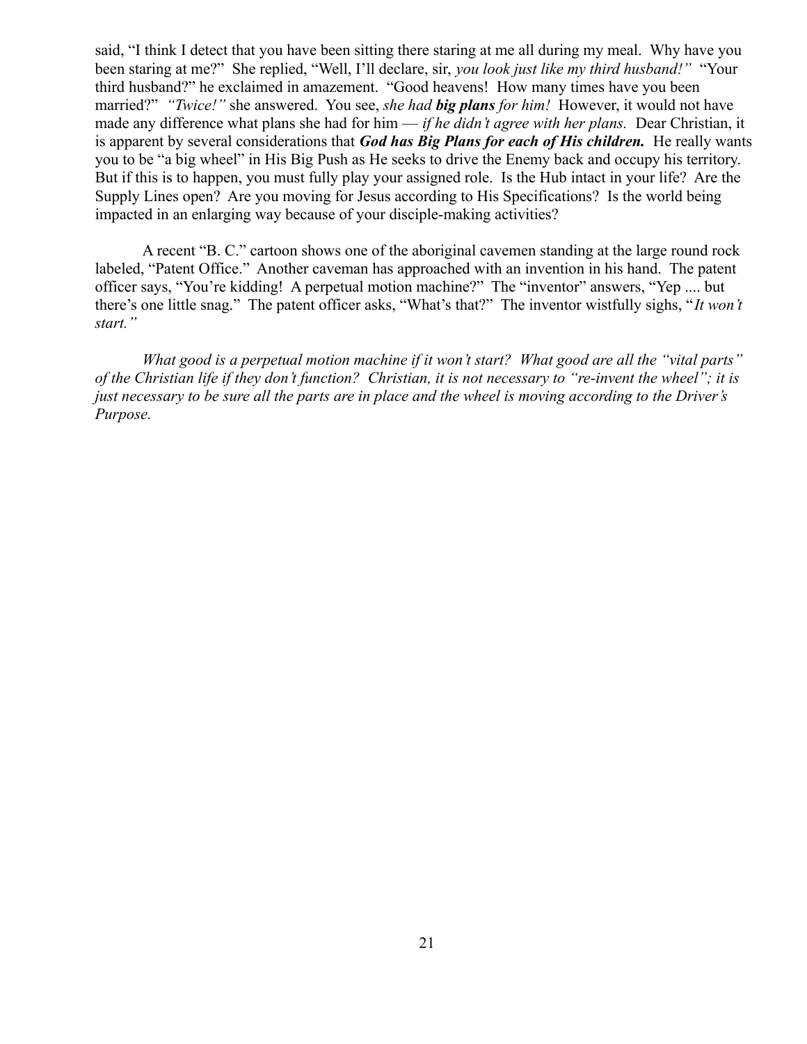said, "I think I detect that you have been sitting there staring at me all during my meal. Why have you been staring at me?" She replied, "Well, I'll declare, sir, *you look just like my third husband!"* "Your third husband?" he exclaimed in amazement. "Good heavens! How many times have you been married?" *"Twice!"* she answered. You see, *she had* ***big plans*** *for him!* However, it would not have made any difference what plans she had for him — *if he didn't agree with her plans.* Dear Christian, it is apparent by several considerations that ***God has Big Plans for each of His children.*** He really wants you to be "a big wheel" in His Big Push as He seeks to drive the Enemy back and occupy his territory. But if this is to happen, you must fully play your assigned role. Is the Hub intact in your life? Are the Supply Lines open? Are you moving for Jesus according to His Specifications? Is the world being impacted in an enlarging way because of your disciple-making activities?

A recent "B. C." cartoon shows one of the aboriginal cavemen standing at the large round rock labeled, "Patent Office." Another caveman has approached with an invention in his hand. The patent officer says, "You're kidding! A perpetual motion machine?" The "inventor" answers, "Yep .... but there's one little snag." The patent officer asks, "What's that?" The inventor wistfully sighs, "*It won't start."*

*What good is a perpetual motion machine if it won't start? What good are all the "vital parts" of the Christian life if they don't function? Christian, it is not necessary to "re-invent the wheel"; it is just necessary to be sure all the parts are in place and the wheel is moving according to the Driver's Purpose.*